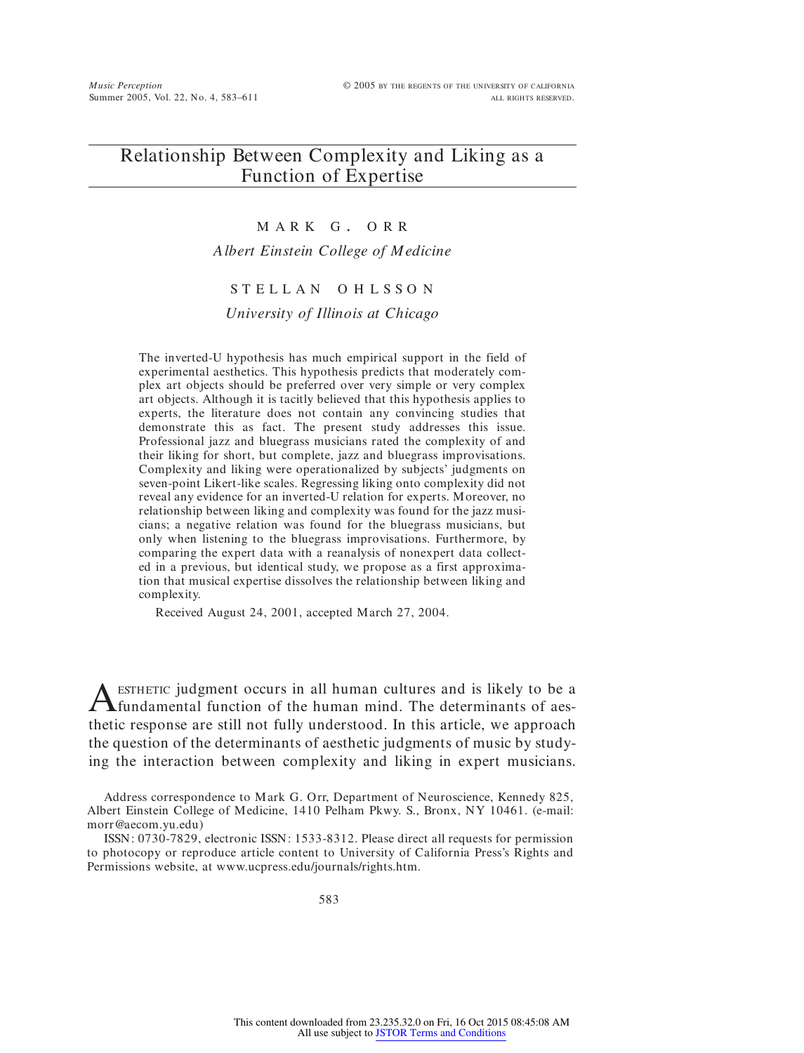# Relationship Between Complexity and Liking as a Function of Expertise

MARK G. ORR

*Albert Einstein College of Medicine*

STELLAN OHLSSON

*University of Illinois at Chicago*

The inverted-U hypothesis has much empirical support in the field of experimental aesthetics. This hypothesis predicts that moderately complex art objects should be preferred over very simple or very complex art objects. Although it is tacitly believed that this hypothesis applies to experts, the literature does not contain any convincing studies that demonstrate this as fact. The present study addresses this issue. Professional jazz and bluegrass musicians rated the complexity of and their liking for short, but complete, jazz and bluegrass improvisations. Complexity and liking were operationalized by subjects' judgments on seven-point Likert-like scales. Regressing liking onto complexity did not reveal any evidence for an inverted-U relation for experts. Moreover, no relationship between liking and complexity was found for the jazz musicians; a negative relation was found for the bluegrass musicians, but only when listening to the bluegrass improvisations. Furthermore, by comparing the expert data with a reanalysis of nonexpert data collected in a previous, but identical study, we propose as a first approximation that musical expertise dissolves the relationship between liking and complexity.

Received August 24, 2001, accepted March 27, 2004.

Aesthetic judgment occurs in all human cultures and is likely to be a fundamental function of the human mind. The determinants of aesthetic response are still not fully understood. In this article, we approach the question of the determinants of aesthetic judgments of music by studying the interaction between complexity and liking in expert musicians.

Address correspondence to Mark G. Orr, Department of Neuroscience, Kennedy 825, Albert Einstein College of Medicine, 1410 Pelham Pkwy. S., Bronx, NY 10461. (e-mail: morr@aecom.yu.edu)

ISSN: 0730-7829, electronic ISSN: 1533-8312. Please direct all requests for permission to photocopy or reproduce article content to University of California Press's Rights and Permissions website, at www.ucpress.edu/journals/rights.htm.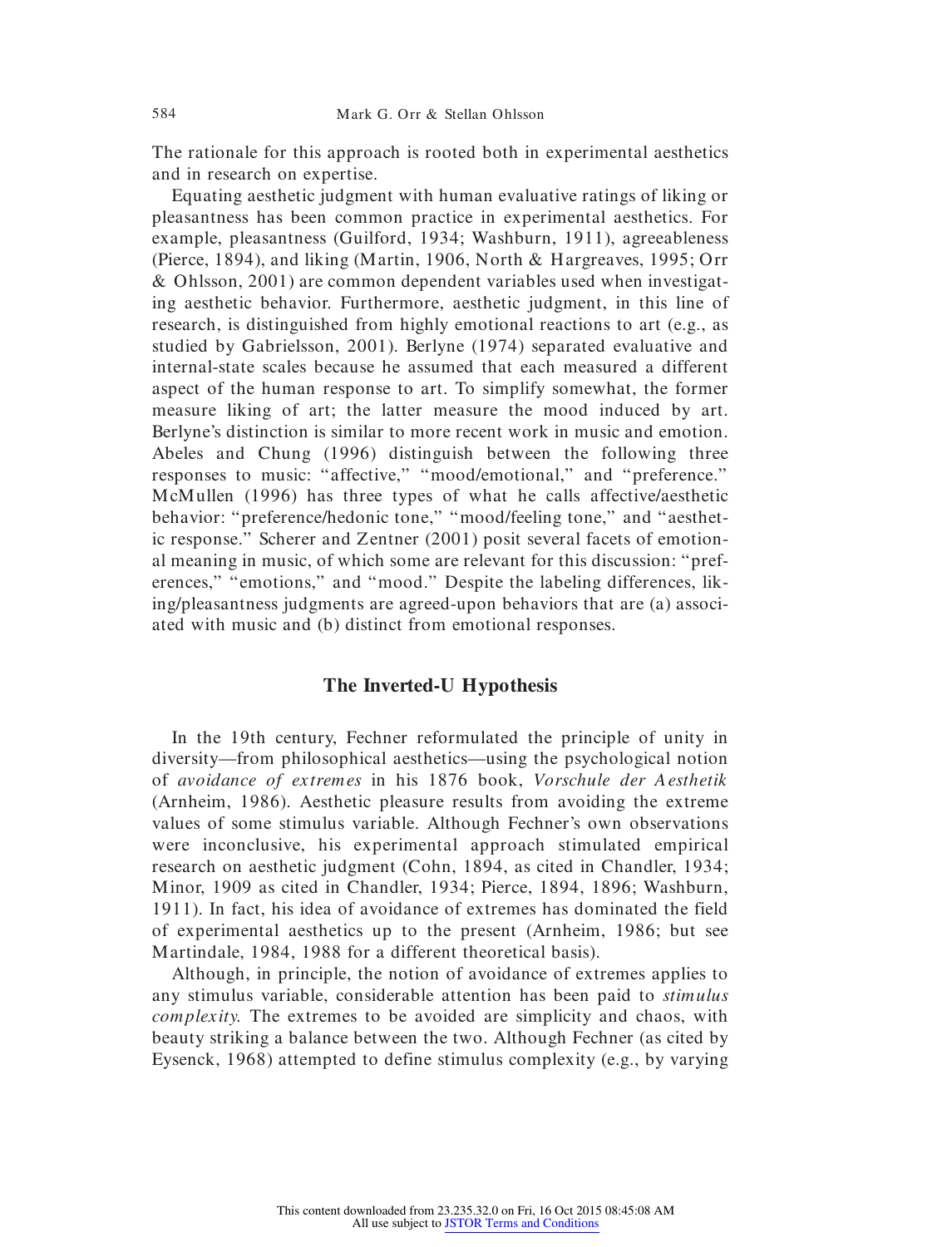The rationale for this approach is rooted both in experimental aesthetics and in research on expertise.

Equating aesthetic judgment with human evaluative ratings of liking or pleasantness has been common practice in experimental aesthetics. For example, pleasantness (Guilford, 1934; Washburn, 1911), agreeableness (Pierce, 1894), and liking (Martin, 1906, North & Hargreaves, 1995; Orr & Ohlsson, 2001) are common dependent variables used when investigating aesthetic behavior. Furthermore, aesthetic judgment, in this line of research, is distinguished from highly emotional reactions to art (e.g., as studied by Gabrielsson, 2001). Berlyne (1974) separated evaluative and internal-state scales because he assumed that each measured a different aspect of the human response to art. To simplify somewhat, the former measure liking of art; the latter measure the mood induced by art. Berlyne's distinction is similar to more recent work in music and emotion. Abeles and Chung (1996) distinguish between the following three responses to music: "affective," "mood/emotional," and "preference." McMullen (1996) has three types of what he calls affective/aesthetic behavior: "preference/hedonic tone," "mood/feeling tone," and "aesthetic response." Scherer and Zentner (2001) posit several facets of emotional meaning in music, of which some are relevant for this discussion: "preferences," "emotions," and "mood." Despite the labeling differences, liking/pleasantness judgments are agreed-upon behaviors that are (a) associated with music and (b) distinct from emotional responses.

## The Inverted-U Hypothesis

In the 19th century, Fechner reformulated the principle of unity in diversity—from philosophical aesthetics—using the psychological notion of *avoidance of extremes* in his 1876 book, *Vorschule der Aesthetik* (Arnheim, 1986). Aesthetic pleasure results from avoiding the extreme values of some stimulus variable. Although Fechner's own observations were inconclusive, his experimental approach stimulated empirical research on aesthetic judgment (Cohn, 1894, as cited in Chandler, 1934; Minor, 1909 as cited in Chandler, 1934; Pierce, 1894, 1896; Washburn, 1911). In fact, his idea of avoidance of extremes has dominated the field of experimental aesthetics up to the present (Arnheim, 1986; but see Martindale, 1984, 1988 for a different theoretical basis).

Although, in principle, the notion of avoidance of extremes applies to any stimulus variable, considerable attention has been paid to *stimulus complexity*. The extremes to be avoided are simplicity and chaos, with beauty striking a balance between the two. Although Fechner (as cited by Eysenck, 1968) attempted to define stimulus complexity (e.g., by varying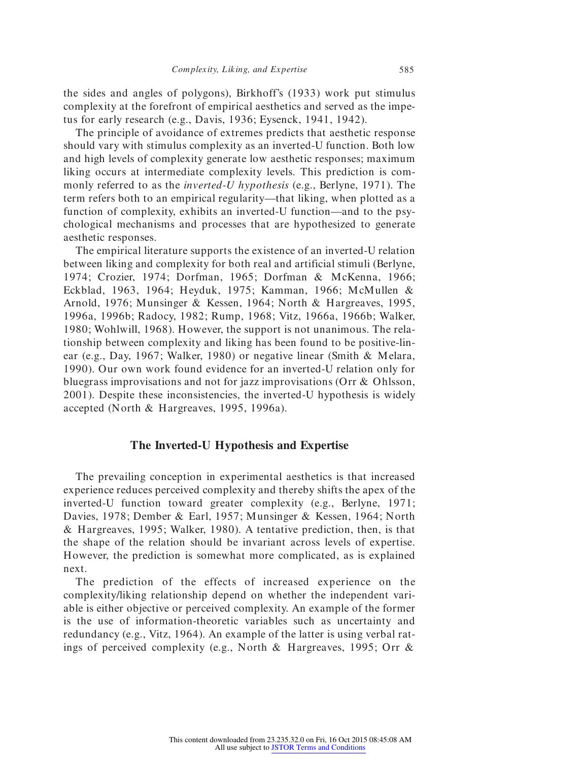the sides and angles of polygons), Birkhoff's (1933) work put stimulus complexity at the forefront of empirical aesthetics and served as the impetus for early research (e.g., Davis, 1936; Eysenck, 1941, 1942).

The principle of avoidance of extremes predicts that aesthetic response should vary with stimulus complexity as an inverted-U function. Both low and high levels of complexity generate low aesthetic responses; maximum liking occurs at intermediate complexity levels. This prediction is commonly referred to as the *inverted-U hypothesis* (e.g., Berlyne, 1971). The term refers both to an empirical regularity—that liking, when plotted as a function of complexity, exhibits an inverted-U function—and to the psychological mechanisms and processes that are hypothesized to generate aesthetic responses.

The empirical literature supports the existence of an inverted-U relation between liking and complexity for both real and artificial stimuli (Berlyne, 1974; Crozier, 1974; Dorfman, 1965; Dorfman & McKenna, 1966; Eckblad, 1963, 1964; Heyduk, 1975; Kamman, 1966; McMullen & Arnold, 1976; Munsinger & Kessen, 1964; North & Hargreaves, 1995, 1996a, 1996b; Radocy, 1982; Rump, 1968; Vitz, 1966a, 1966b; Walker, 1980; Wohlwill, 1968). However, the support is not unanimous. The relationship between complexity and liking has been found to be positive-linear (e.g., Day, 1967; Walker, 1980) or negative linear (Smith & Melara, 1990). Our own work found evidence for an inverted-U relation only for bluegrass improvisations and not for jazz improvisations (Orr & Ohlsson, 2001). Despite these inconsistencies, the inverted-U hypothesis is widely accepted (North & Hargreaves, 1995, 1996a).

## The Inverted-U Hypothesis and Expertise

The prevailing conception in experimental aesthetics is that increased experience reduces perceived complexity and thereby shifts the apex of the inverted-U function toward greater complexity (e.g., Berlyne, 1971; Davies, 1978; Dember & Earl, 1957; Munsinger & Kessen, 1964; North & Hargreaves, 1995; Walker, 1980). A tentative prediction, then, is that the shape of the relation should be invariant across levels of expertise. However, the prediction is somewhat more complicated, as is explained next.

The prediction of the effects of increased experience on the complexity/liking relationship depend on whether the independent variable is either objective or perceived complexity. An example of the former is the use of information-theoretic variables such as uncertainty and redundancy (e.g., Vitz, 1964). An example of the latter is using verbal ratings of perceived complexity (e.g., North & Hargreaves, 1995; Orr &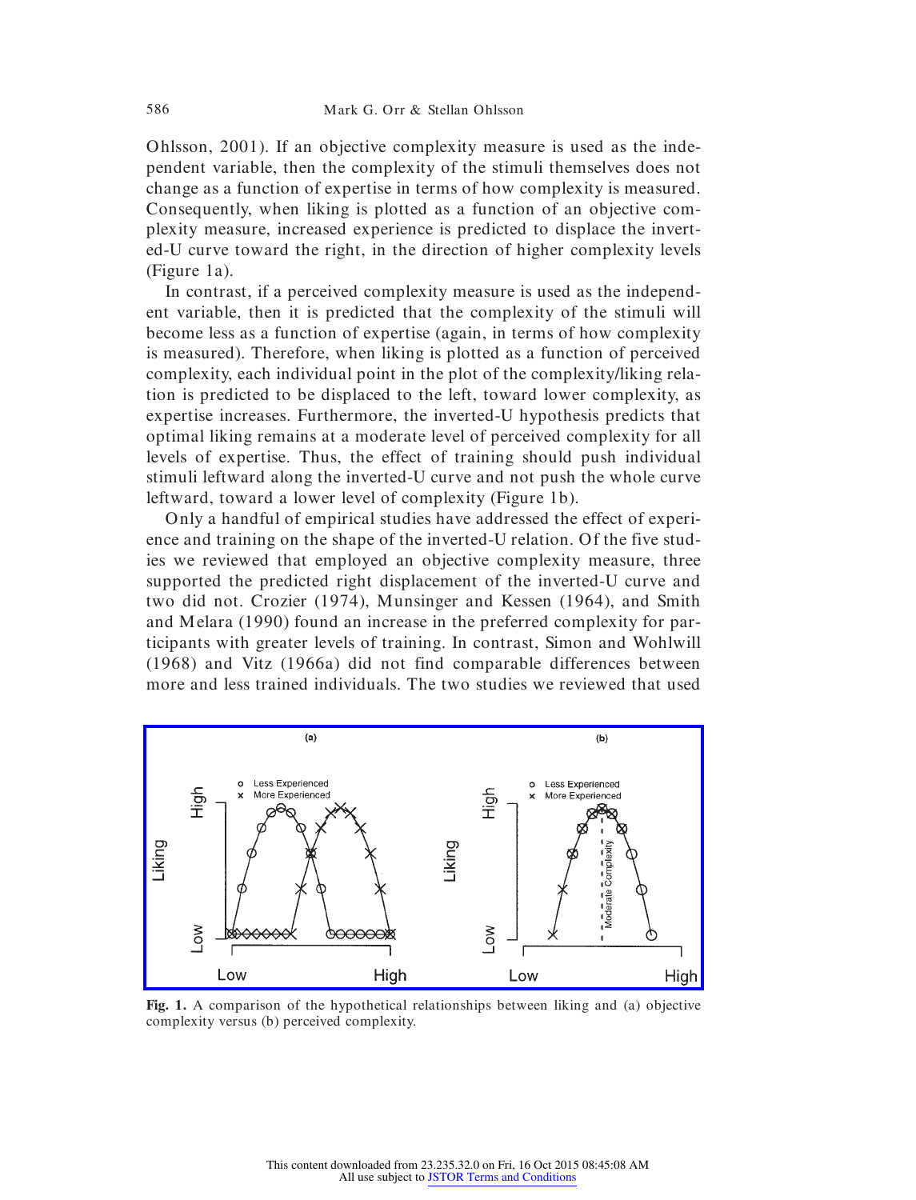Ohlsson, 2001). If an objective complexity measure is used as the independent variable, then the complexity of the stimuli themselves does not change as a function of expertise in terms of how complexity is measured. Consequently, when liking is plotted as a function of an objective complexity measure, increased experience is predicted to displace the inverted-U curve toward the right, in the direction of higher complexity levels (Figure 1a).

In contrast, if a perceived complexity measure is used as the independent variable, then it is predicted that the complexity of the stimuli will become less as a function of expertise (again, in terms of how complexity is measured). Therefore, when liking is plotted as a function of perceived complexity, each individual point in the plot of the complexity/liking relation is predicted to be displaced to the left, toward lower complexity, as expertise increases. Furthermore, the inverted-U hypothesis predicts that optimal liking remains at a moderate level of perceived complexity for all levels of expertise. Thus, the effect of training should push individual stimuli leftward along the inverted-U curve and not push the whole curve leftward, toward a lower level of complexity (Figure 1b).

Only a handful of empirical studies have addressed the effect of experience and training on the shape of the inverted-U relation. Of the five studies we reviewed that employed an objective complexity measure, three supported the predicted right displacement of the inverted-U curve and two did not. Crozier (1974), Munsinger and Kessen (1964), and Smith and Melara (1990) found an increase in the preferred complexity for participants with greater levels of training. In contrast, Simon and Wohlwill (1968) and Vitz (1966a) did not find comparable differences between more and less trained individuals. The two studies we reviewed that used

(a)

o Less Experienced
x More Experienced

Liking
High
Low

Low
High

(b)

o Less Experienced
x More Experienced

Liking
High
Low

Moderate Complexity

Low
High

**Fig. 1.** A comparison of the hypothetical relationships between liking and (a) objective complexity versus (b) perceived complexity.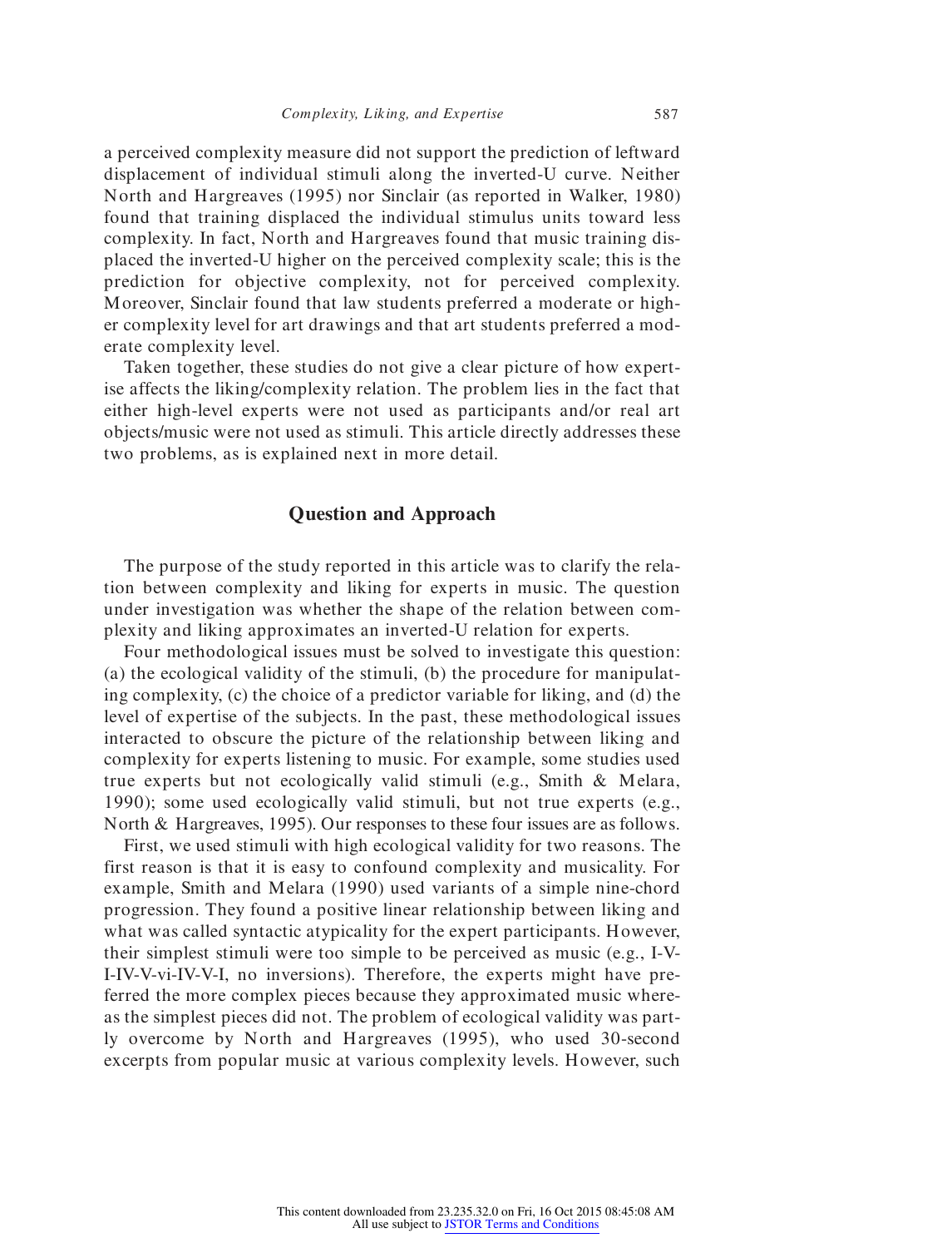a perceived complexity measure did not support the prediction of leftward displacement of individual stimuli along the inverted-U curve. Neither North and Hargreaves (1995) nor Sinclair (as reported in Walker, 1980) found that training displaced the individual stimulus units toward less complexity. In fact, North and Hargreaves found that music training displaced the inverted-U higher on the perceived complexity scale; this is the prediction for objective complexity, not for perceived complexity. Moreover, Sinclair found that law students preferred a moderate or higher complexity level for art drawings and that art students preferred a moderate complexity level.

Taken together, these studies do not give a clear picture of how expertise affects the liking/complexity relation. The problem lies in the fact that either high-level experts were not used as participants and/or real art objects/music were not used as stimuli. This article directly addresses these two problems, as is explained next in more detail.

## Question and Approach

The purpose of the study reported in this article was to clarify the relation between complexity and liking for experts in music. The question under investigation was whether the shape of the relation between complexity and liking approximates an inverted-U relation for experts.

Four methodological issues must be solved to investigate this question: (a) the ecological validity of the stimuli, (b) the procedure for manipulating complexity, (c) the choice of a predictor variable for liking, and (d) the level of expertise of the subjects. In the past, these methodological issues interacted to obscure the picture of the relationship between liking and complexity for experts listening to music. For example, some studies used true experts but not ecologically valid stimuli (e.g., Smith & Melara, 1990); some used ecologically valid stimuli, but not true experts (e.g., North & Hargreaves, 1995). Our responses to these four issues are as follows.

First, we used stimuli with high ecological validity for two reasons. The first reason is that it is easy to confound complexity and musicality. For example, Smith and Melara (1990) used variants of a simple nine-chord progression. They found a positive linear relationship between liking and what was called syntactic atypicality for the expert participants. However, their simplest stimuli were too simple to be perceived as music (e.g., I-V-I-IV-V-vi-IV-V-I, no inversions). Therefore, the experts might have preferred the more complex pieces because they approximated music whereas the simplest pieces did not. The problem of ecological validity was partly overcome by North and Hargreaves (1995), who used 30-second excerpts from popular music at various complexity levels. However, such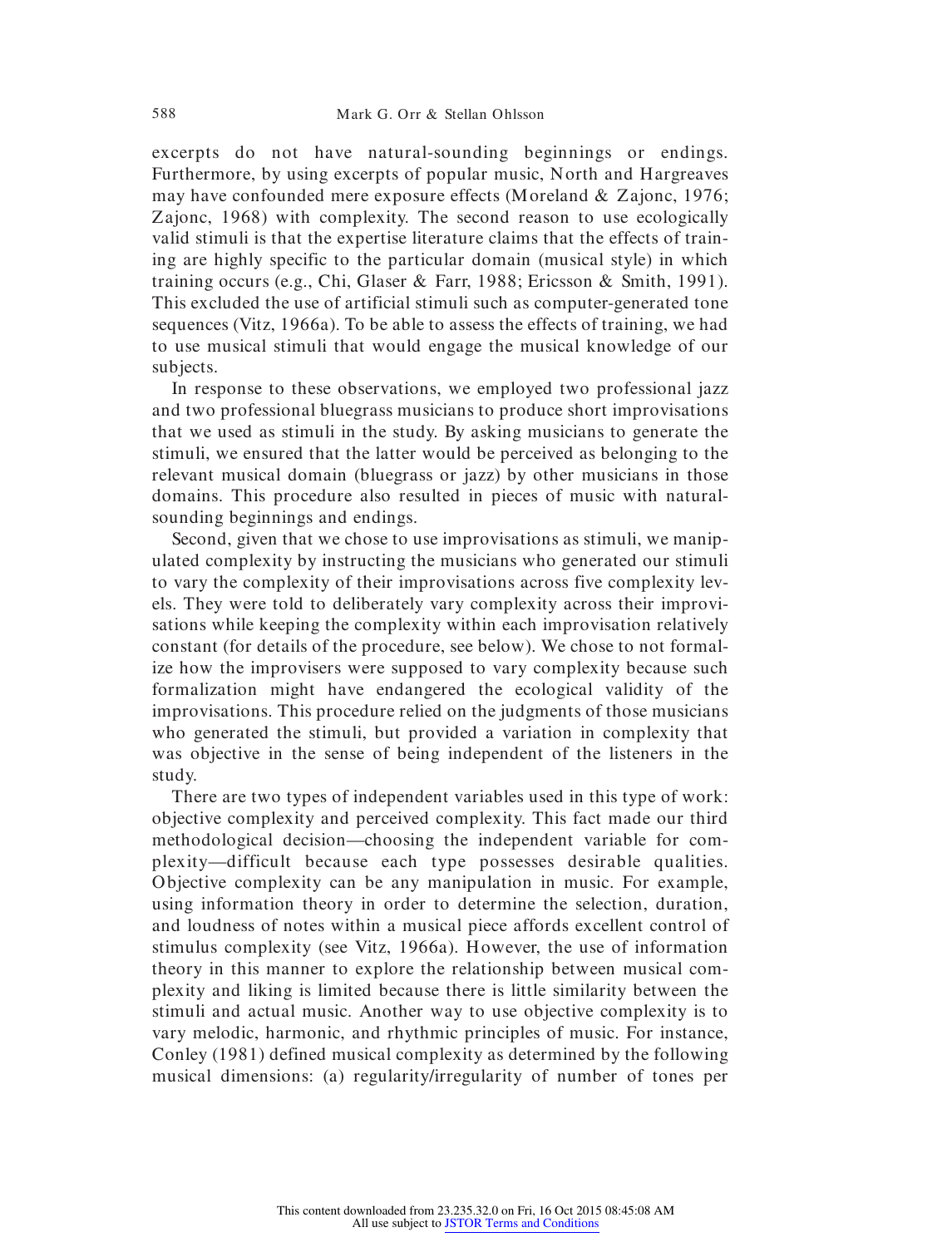excerpts do not have natural-sounding beginnings or endings. Furthermore, by using excerpts of popular music, North and Hargreaves may have confounded mere exposure effects (Moreland & Zajonc, 1976; Zajonc, 1968) with complexity. The second reason to use ecologically valid stimuli is that the expertise literature claims that the effects of training are highly specific to the particular domain (musical style) in which training occurs (e.g., Chi, Glaser & Farr, 1988; Ericsson & Smith, 1991). This excluded the use of artificial stimuli such as computer-generated tone sequences (Vitz, 1966a). To be able to assess the effects of training, we had to use musical stimuli that would engage the musical knowledge of our subjects.

In response to these observations, we employed two professional jazz and two professional bluegrass musicians to produce short improvisations that we used as stimuli in the study. By asking musicians to generate the stimuli, we ensured that the latter would be perceived as belonging to the relevant musical domain (bluegrass or jazz) by other musicians in those domains. This procedure also resulted in pieces of music with natural-sounding beginnings and endings.

Second, given that we chose to use improvisations as stimuli, we manipulated complexity by instructing the musicians who generated our stimuli to vary the complexity of their improvisations across five complexity levels. They were told to deliberately vary complexity across their improvisations while keeping the complexity within each improvisation relatively constant (for details of the procedure, see below). We chose to not formalize how the improvisers were supposed to vary complexity because such formalization might have endangered the ecological validity of the improvisations. This procedure relied on the judgments of those musicians who generated the stimuli, but provided a variation in complexity that was objective in the sense of being independent of the listeners in the study.

There are two types of independent variables used in this type of work: objective complexity and perceived complexity. This fact made our third methodological decision—choosing the independent variable for complexity—difficult because each type possesses desirable qualities. Objective complexity can be any manipulation in music. For example, using information theory in order to determine the selection, duration, and loudness of notes within a musical piece affords excellent control of stimulus complexity (see Vitz, 1966a). However, the use of information theory in this manner to explore the relationship between musical complexity and liking is limited because there is little similarity between the stimuli and actual music. Another way to use objective complexity is to vary melodic, harmonic, and rhythmic principles of music. For instance, Conley (1981) defined musical complexity as determined by the following musical dimensions: (a) regularity/irregularity of number of tones per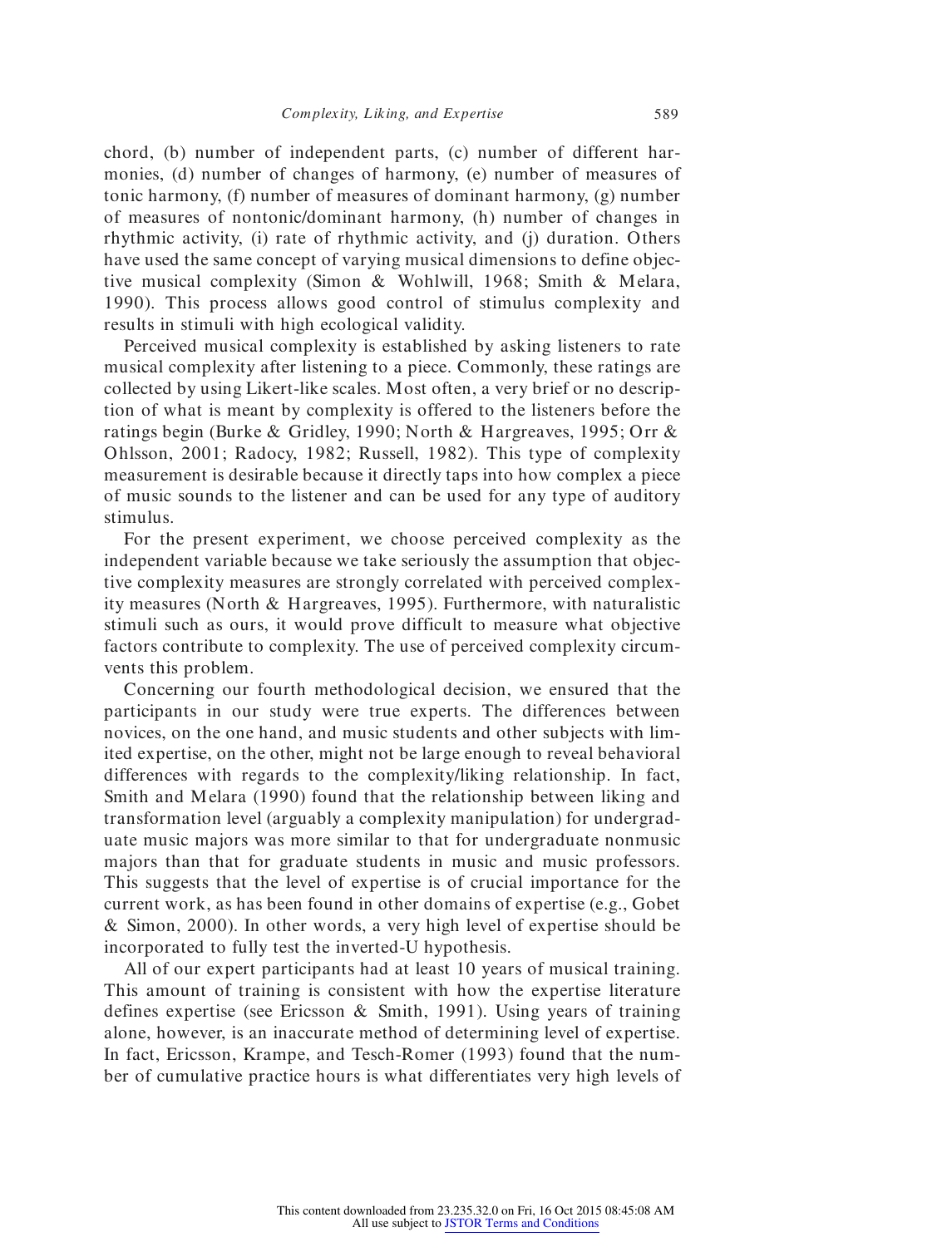chord, (b) number of independent parts, (c) number of different harmonies, (d) number of changes of harmony, (e) number of measures of tonic harmony, (f) number of measures of dominant harmony, (g) number of measures of nontonic/dominant harmony, (h) number of changes in rhythmic activity, (i) rate of rhythmic activity, and (j) duration. Others have used the same concept of varying musical dimensions to define objective musical complexity (Simon & Wohlwill, 1968; Smith & Melara, 1990). This process allows good control of stimulus complexity and results in stimuli with high ecological validity.

Perceived musical complexity is established by asking listeners to rate musical complexity after listening to a piece. Commonly, these ratings are collected by using Likert-like scales. Most often, a very brief or no description of what is meant by complexity is offered to the listeners before the ratings begin (Burke & Gridley, 1990; North & Hargreaves, 1995; Orr & Ohlsson, 2001; Radocy, 1982; Russell, 1982). This type of complexity measurement is desirable because it directly taps into how complex a piece of music sounds to the listener and can be used for any type of auditory stimulus.

For the present experiment, we choose perceived complexity as the independent variable because we take seriously the assumption that objective complexity measures are strongly correlated with perceived complexity measures (North & Hargreaves, 1995). Furthermore, with naturalistic stimuli such as ours, it would prove difficult to measure what objective factors contribute to complexity. The use of perceived complexity circumvents this problem.

Concerning our fourth methodological decision, we ensured that the participants in our study were true experts. The differences between novices, on the one hand, and music students and other subjects with limited expertise, on the other, might not be large enough to reveal behavioral differences with regards to the complexity/liking relationship. In fact, Smith and Melara (1990) found that the relationship between liking and transformation level (arguably a complexity manipulation) for undergraduate music majors was more similar to that for undergraduate nonmusic majors than that for graduate students in music and music professors. This suggests that the level of expertise is of crucial importance for the current work, as has been found in other domains of expertise (e.g., Gobet & Simon, 2000). In other words, a very high level of expertise should be incorporated to fully test the inverted-U hypothesis.

All of our expert participants had at least 10 years of musical training. This amount of training is consistent with how the expertise literature defines expertise (see Ericsson & Smith, 1991). Using years of training alone, however, is an inaccurate method of determining level of expertise. In fact, Ericsson, Krampe, and Tesch-Romer (1993) found that the number of cumulative practice hours is what differentiates very high levels of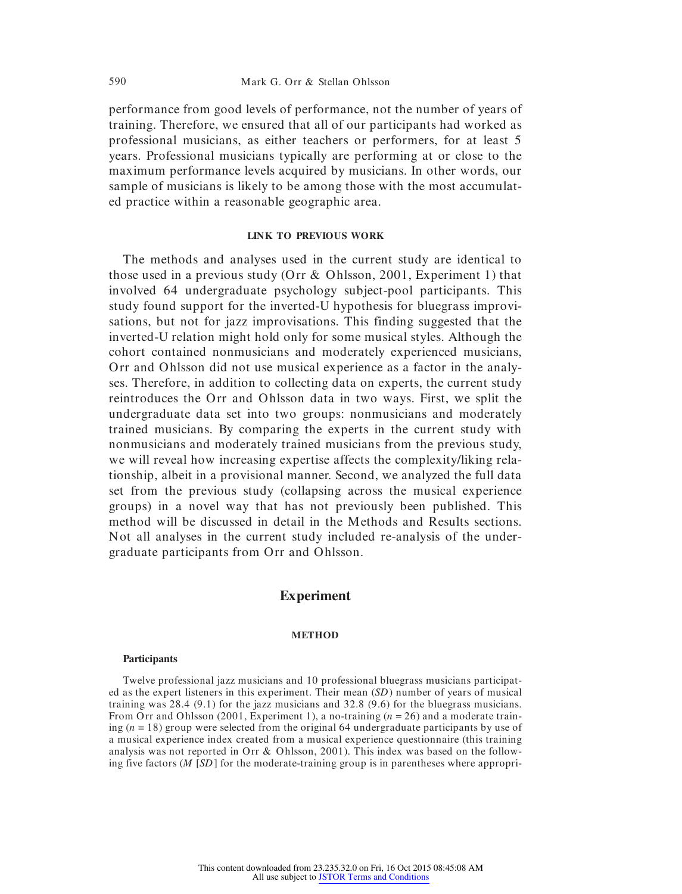performance from good levels of performance, not the number of years of training. Therefore, we ensured that all of our participants had worked as professional musicians, as either teachers or performers, for at least 5 years. Professional musicians typically are performing at or close to the maximum performance levels acquired by musicians. In other words, our sample of musicians is likely to be among those with the most accumulated practice within a reasonable geographic area.

### LINK TO PREVIOUS WORK

The methods and analyses used in the current study are identical to those used in a previous study (Orr & Ohlsson, 2001, Experiment 1) that involved 64 undergraduate psychology subject-pool participants. This study found support for the inverted-U hypothesis for bluegrass improvisations, but not for jazz improvisations. This finding suggested that the inverted-U relation might hold only for some musical styles. Although the cohort contained nonmusicians and moderately experienced musicians, Orr and Ohlsson did not use musical experience as a factor in the analyses. Therefore, in addition to collecting data on experts, the current study reintroduces the Orr and Ohlsson data in two ways. First, we split the undergraduate data set into two groups: nonmusicians and moderately trained musicians. By comparing the experts in the current study with nonmusicians and moderately trained musicians from the previous study, we will reveal how increasing expertise affects the complexity/liking relationship, albeit in a provisional manner. Second, we analyzed the full data set from the previous study (collapsing across the musical experience groups) in a novel way that has not previously been published. This method will be discussed in detail in the Methods and Results sections. Not all analyses in the current study included re-analysis of the undergraduate participants from Orr and Ohlsson.

# Experiment

### METHOD

#### Participants

Twelve professional jazz musicians and 10 professional bluegrass musicians participated as the expert listeners in this experiment. Their mean (*SD*) number of years of musical training was 28.4 (9.1) for the jazz musicians and 32.8 (9.6) for the bluegrass musicians. From Orr and Ohlsson (2001, Experiment 1), a no-training ($n = 26$) and a moderate training ($n = 18$) group were selected from the original 64 undergraduate participants by use of a musical experience index created from a musical experience questionnaire (this training analysis was not reported in Orr & Ohlsson, 2001). This index was based on the following five factors (*M* [*SD*] for the moderate-training group is in parentheses where appropri-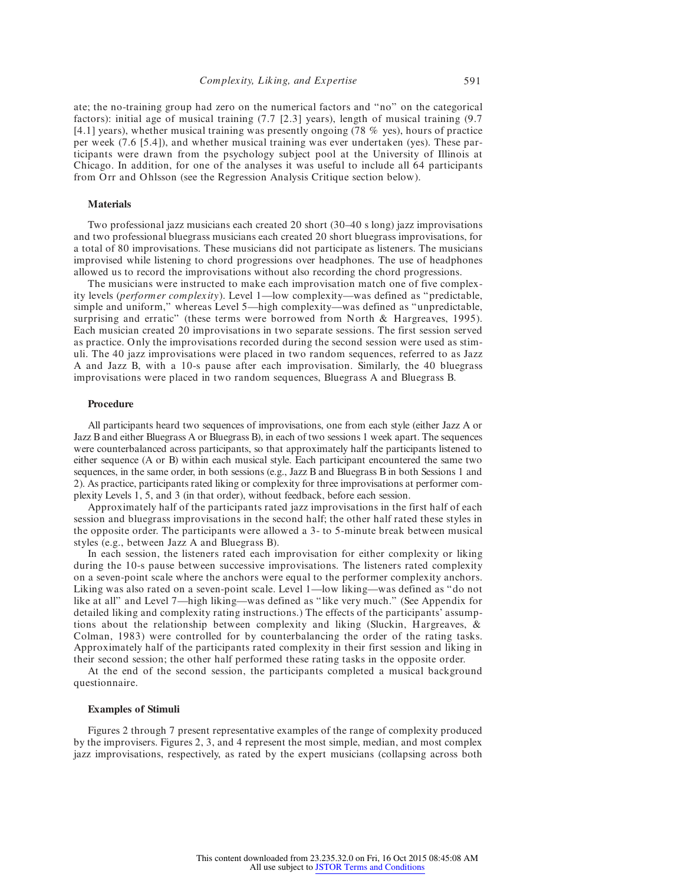ate; the no-training group had zero on the numerical factors and "no" on the categorical factors): initial age of musical training (7.7 [2.3] years), length of musical training (9.7 [4.1] years), whether musical training was presently ongoing (78 % yes), hours of practice per week (7.6 [5.4]), and whether musical training was ever undertaken (yes). These participants were drawn from the psychology subject pool at the University of Illinois at Chicago. In addition, for one of the analyses it was useful to include all 64 participants from Orr and Ohlsson (see the Regression Analysis Critique section below).

### Materials

Two professional jazz musicians each created 20 short (30–40 s long) jazz improvisations and two professional bluegrass musicians each created 20 short bluegrass improvisations, for a total of 80 improvisations. These musicians did not participate as listeners. The musicians improvised while listening to chord progressions over headphones. The use of headphones allowed us to record the improvisations without also recording the chord progressions.

The musicians were instructed to make each improvisation match one of five complexity levels (*performer complexity*). Level 1—low complexity—was defined as "predictable, simple and uniform," whereas Level 5—high complexity—was defined as "unpredictable, surprising and erratic" (these terms were borrowed from North & Hargreaves, 1995). Each musician created 20 improvisations in two separate sessions. The first session served as practice. Only the improvisations recorded during the second session were used as stimuli. The 40 jazz improvisations were placed in two random sequences, referred to as Jazz A and Jazz B, with a 10-s pause after each improvisation. Similarly, the 40 bluegrass improvisations were placed in two random sequences, Bluegrass A and Bluegrass B.

### Procedure

All participants heard two sequences of improvisations, one from each style (either Jazz A or Jazz B and either Bluegrass A or Bluegrass B), in each of two sessions 1 week apart. The sequences were counterbalanced across participants, so that approximately half the participants listened to either sequence (A or B) within each musical style. Each participant encountered the same two sequences, in the same order, in both sessions (e.g., Jazz B and Bluegrass B in both Sessions 1 and 2). As practice, participants rated liking or complexity for three improvisations at performer complexity Levels 1, 5, and 3 (in that order), without feedback, before each session.

Approximately half of the participants rated jazz improvisations in the first half of each session and bluegrass improvisations in the second half; the other half rated these styles in the opposite order. The participants were allowed a 3- to 5-minute break between musical styles (e.g., between Jazz A and Bluegrass B).

In each session, the listeners rated each improvisation for either complexity or liking during the 10-s pause between successive improvisations. The listeners rated complexity on a seven-point scale where the anchors were equal to the performer complexity anchors. Liking was also rated on a seven-point scale. Level 1—low liking—was defined as "do not like at all" and Level 7—high liking—was defined as "like very much." (See Appendix for detailed liking and complexity rating instructions.) The effects of the participants' assumptions about the relationship between complexity and liking (Sluckin, Hargreaves, & Colman, 1983) were controlled for by counterbalancing the order of the rating tasks. Approximately half of the participants rated complexity in their first session and liking in their second session; the other half performed these rating tasks in the opposite order.

At the end of the second session, the participants completed a musical background questionnaire.

### Examples of Stimuli

Figures 2 through 7 present representative examples of the range of complexity produced by the improvisers. Figures 2, 3, and 4 represent the most simple, median, and most complex jazz improvisations, respectively, as rated by the expert musicians (collapsing across both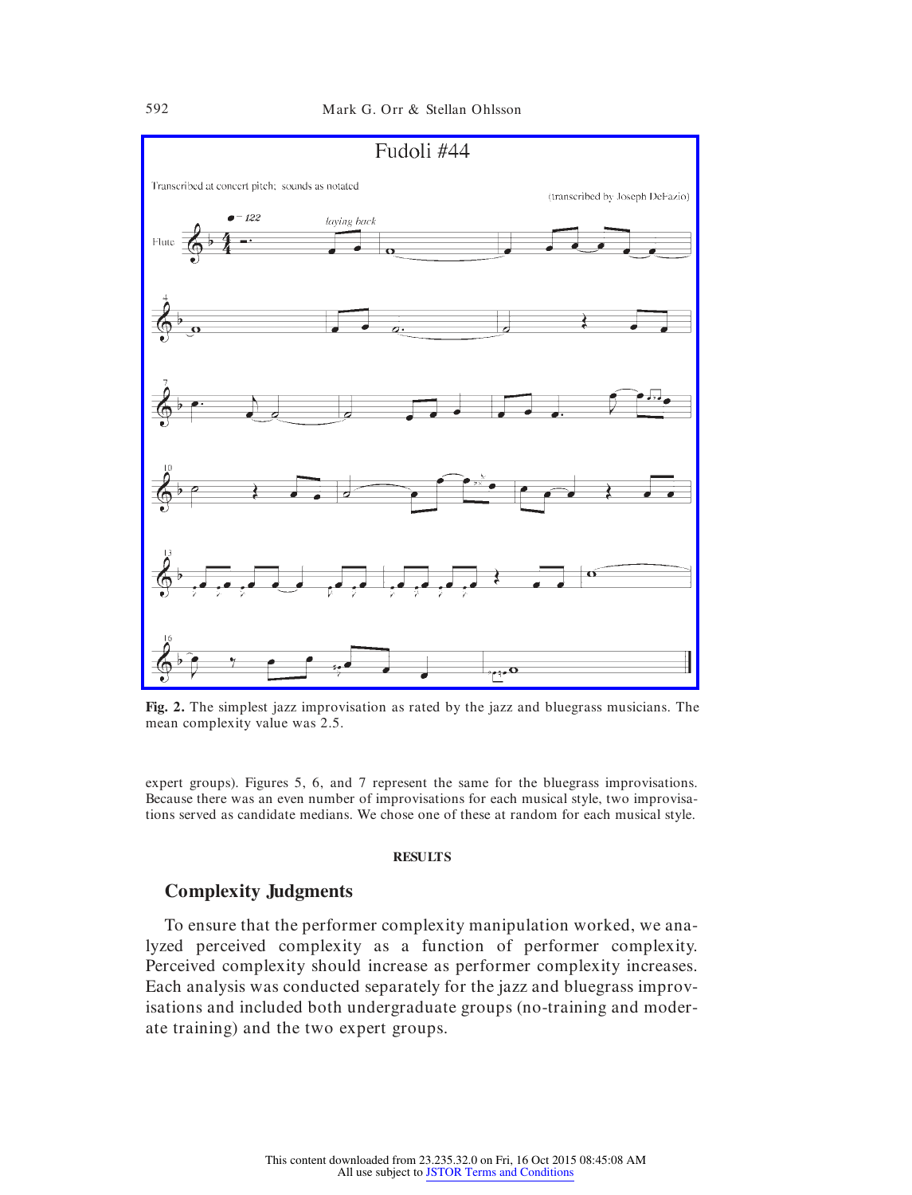Fig. 2. The simplest jazz improvisation as rated by the jazz and bluegrass musicians. The mean complexity value was 2.5.

expert groups). Figures 5, 6, and 7 represent the same for the bluegrass improvisations. Because there was an even number of improvisations for each musical style, two improvisations served as candidate medians. We chose one of these at random for each musical style.

## RESULTS

### Complexity Judgments

To ensure that the performer complexity manipulation worked, we analyzed perceived complexity as a function of performer complexity. Perceived complexity should increase as performer complexity increases. Each analysis was conducted separately for the jazz and bluegrass improvisations and included both undergraduate groups (no-training and moderate training) and the two expert groups.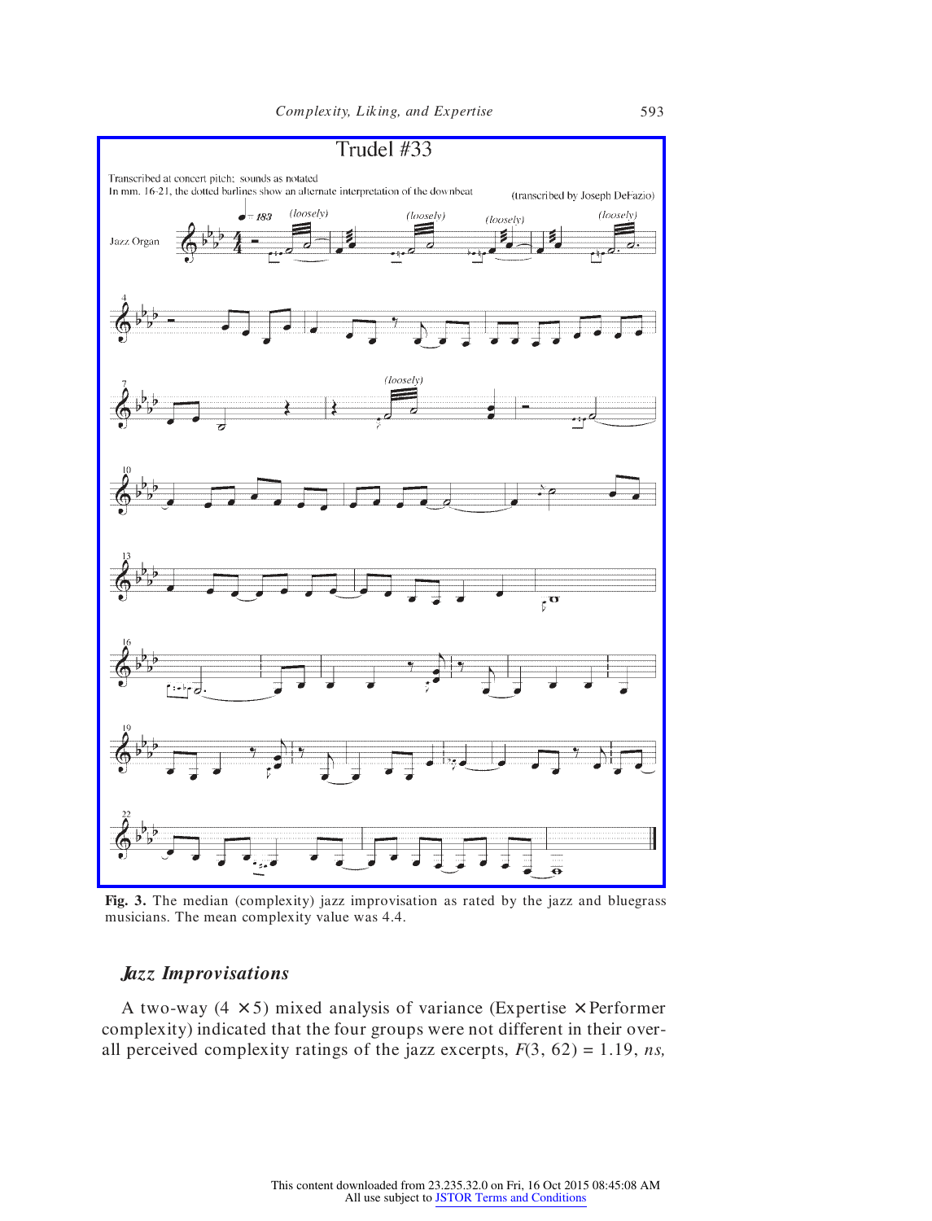Fig. 3. The median (complexity) jazz improvisation as rated by the jazz and bluegrass musicians. The mean complexity value was 4.4.

### *Jazz Improvisations*

A two-way (4 × 5) mixed analysis of variance (Expertise × Performer complexity) indicated that the four groups were not different in their overall perceived complexity ratings of the jazz excerpts, $F(3, 62) = 1.19$, *ns,*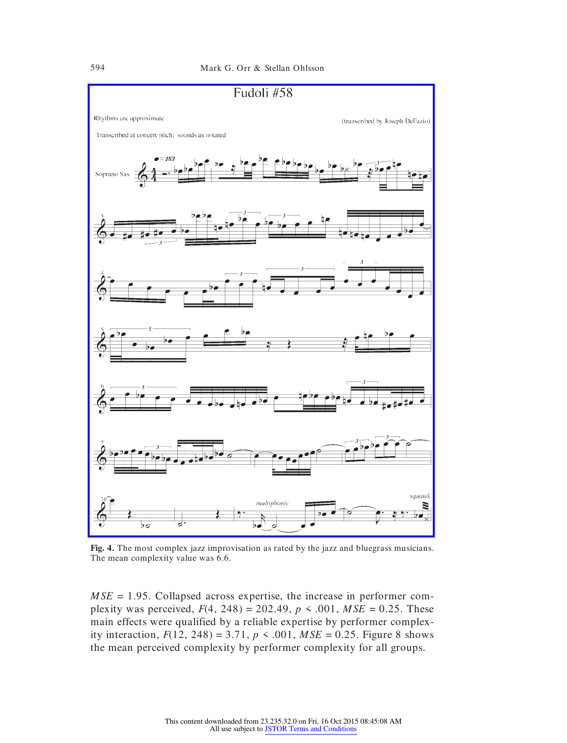Fig. 4. The most complex jazz improvisation as rated by the jazz and bluegrass musicians. The mean complexity value was 6.6.

$MSE = 1.95$. Collapsed across expertise, the increase in performer complexity was perceived, $F(4, 248) = 202.49$, $p < .001$, $MSE = 0.25$. These main effects were qualified by a reliable expertise by performer complexity interaction, $F(12, 248) = 3.71$, $p < .001$, $MSE = 0.25$. Figure 8 shows the mean perceived complexity by performer complexity for all groups.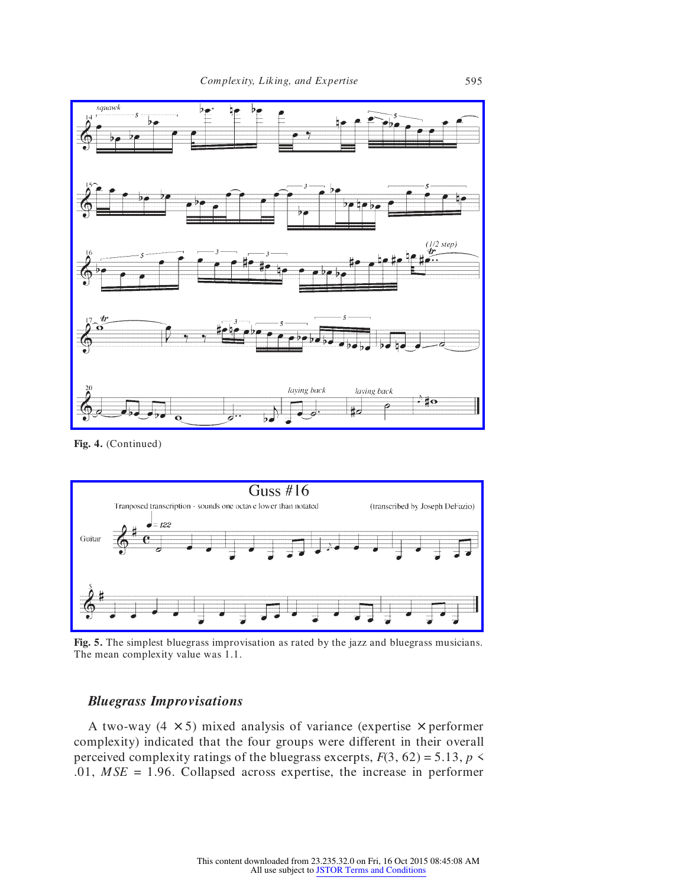**Fig. 4.** (Continued)

**Fig. 5.** The simplest bluegrass improvisation as rated by the jazz and bluegrass musicians. The mean complexity value was 1.1.

### *Bluegrass Improvisations*

A two-way (4 × 5) mixed analysis of variance (expertise × performer complexity) indicated that the four groups were different in their overall perceived complexity ratings of the bluegrass excerpts, $F(3, 62) = 5.13$, $p < .01$, $MSE = 1.96$. Collapsed across expertise, the increase in performer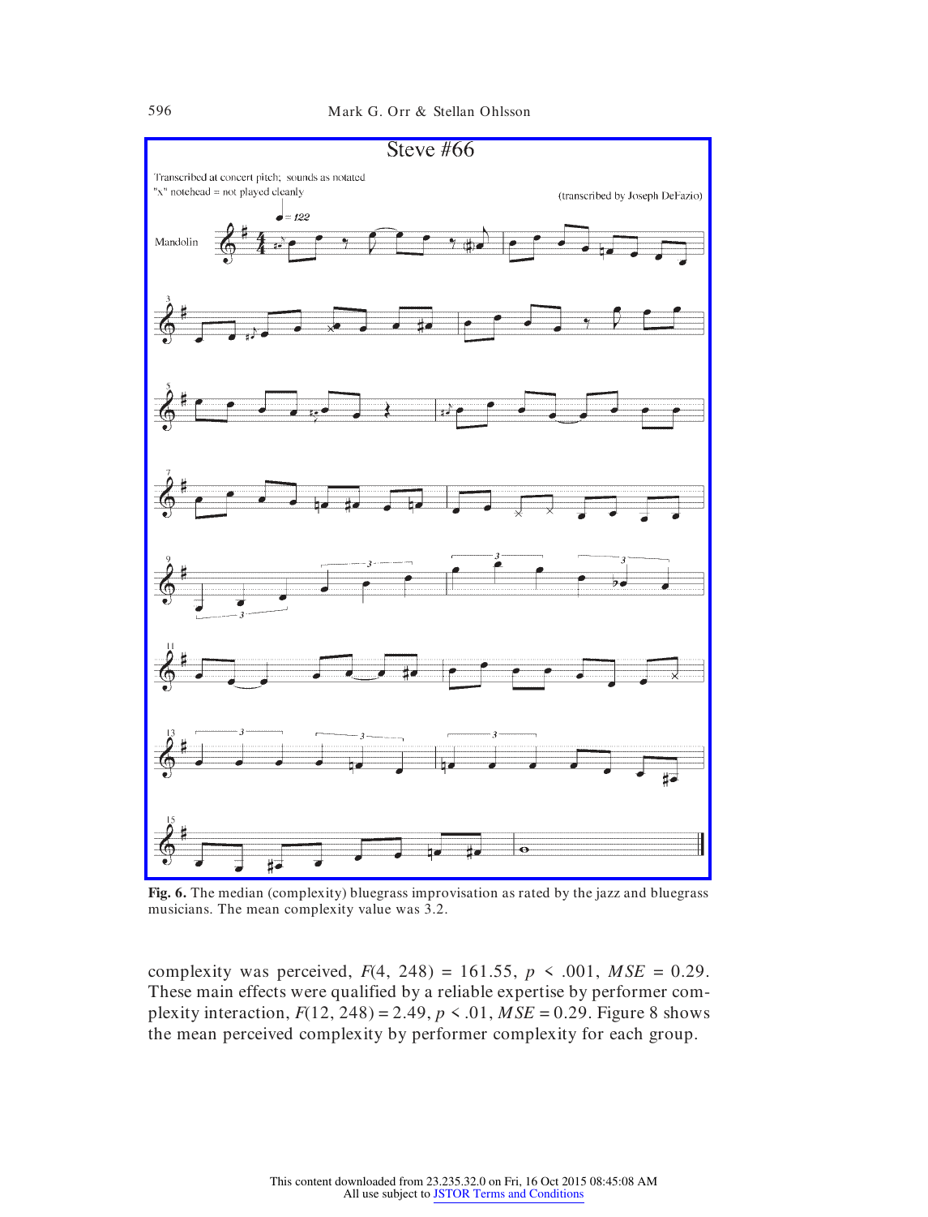**Fig. 6.** The median (complexity) bluegrass improvisation as rated by the jazz and bluegrass musicians. The mean complexity value was 3.2.

complexity was perceived, $F(4, 248) = 161.55$, $p < .001$, $MSE = 0.29$. These main effects were qualified by a reliable expertise by performer complexity interaction, $F(12, 248) = 2.49$, $p < .01$, $MSE = 0.29$. Figure 8 shows the mean perceived complexity by performer complexity for each group.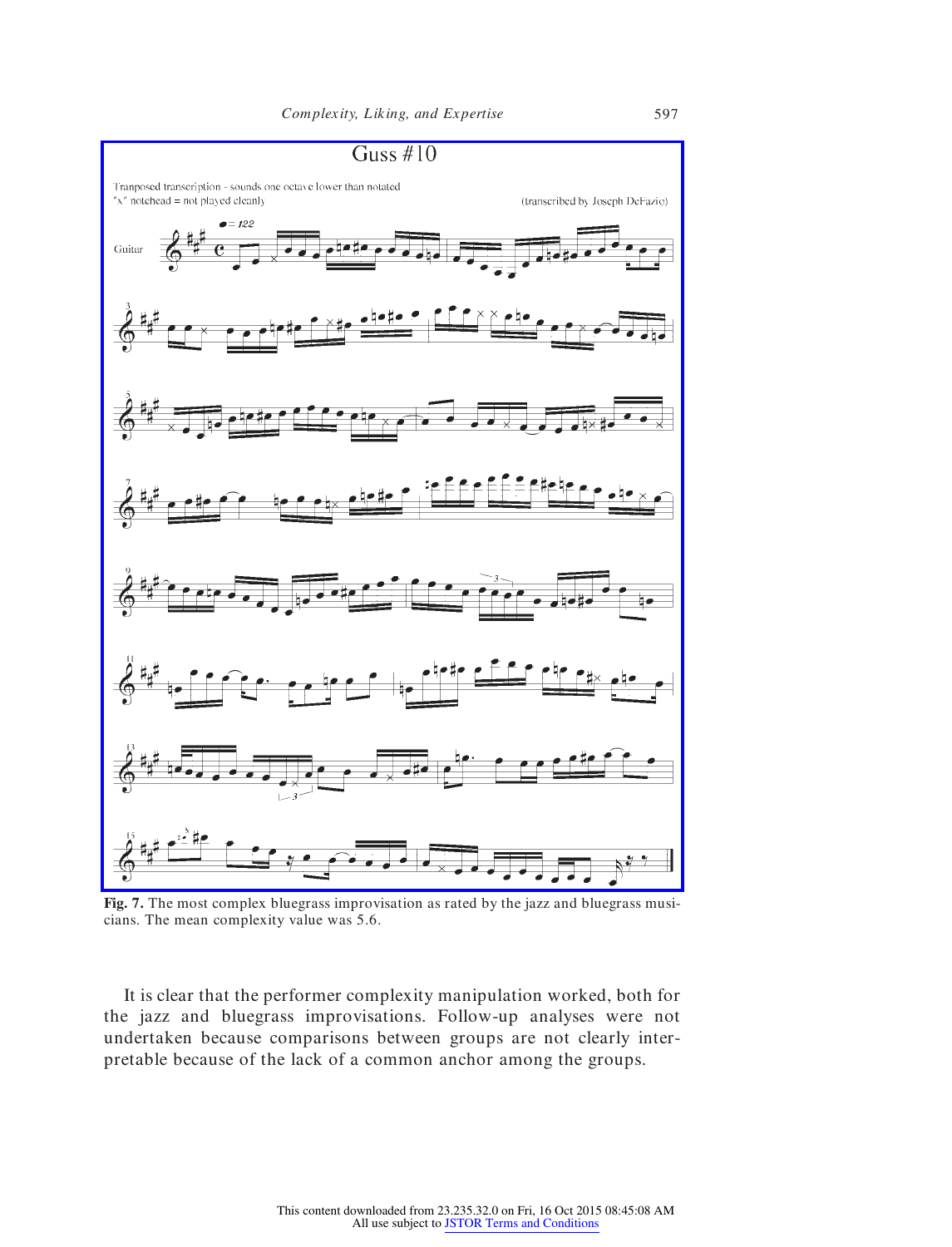Fig. 7. The most complex bluegrass improvisation as rated by the jazz and bluegrass musicians. The mean complexity value was 5.6.

It is clear that the performer complexity manipulation worked, both for the jazz and bluegrass improvisations. Follow-up analyses were not undertaken because comparisons between groups are not clearly interpretable because of the lack of a common anchor among the groups.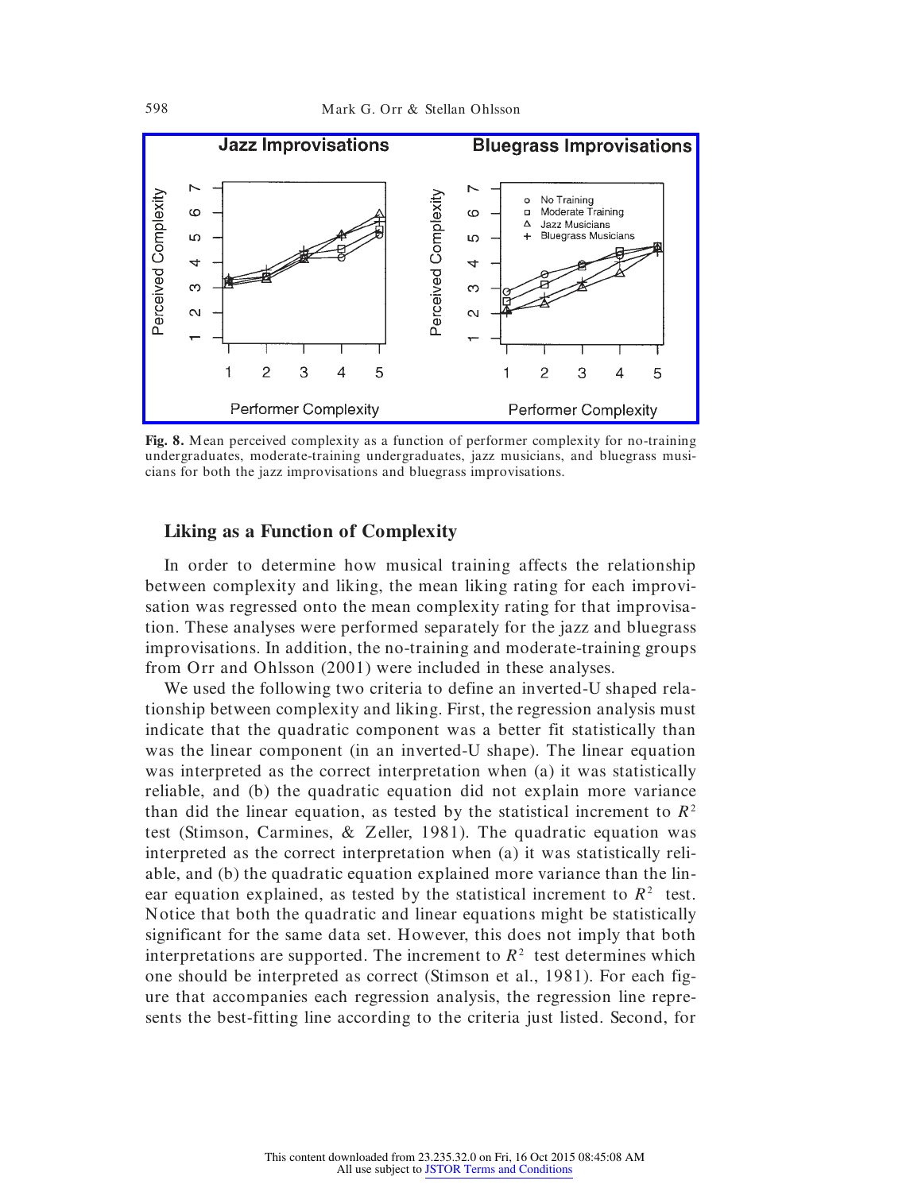Jazz Improvisations

Bluegrass Improvisations

Perceived Complexity

1 2 3 4 5 6 7

Performer Complexity

1 2 3 4 5

No Training
Moderate Training
Jazz Musicians
Bluegrass Musicians

**Fig. 8.** Mean perceived complexity as a function of performer complexity for no-training undergraduates, moderate-training undergraduates, jazz musicians, and bluegrass musicians for both the jazz improvisations and bluegrass improvisations.

### Liking as a Function of Complexity

In order to determine how musical training affects the relationship between complexity and liking, the mean liking rating for each improvisation was regressed onto the mean complexity rating for that improvisation. These analyses were performed separately for the jazz and bluegrass improvisations. In addition, the no-training and moderate-training groups from Orr and Ohlsson (2001) were included in these analyses.

We used the following two criteria to define an inverted-U shaped relationship between complexity and liking. First, the regression analysis must indicate that the quadratic component was a better fit statistically than was the linear component (in an inverted-U shape). The linear equation was interpreted as the correct interpretation when (a) it was statistically reliable, and (b) the quadratic equation did not explain more variance than did the linear equation, as tested by the statistical increment to $R^2$ test (Stimson, Carmines, & Zeller, 1981). The quadratic equation was interpreted as the correct interpretation when (a) it was statistically reliable, and (b) the quadratic equation explained more variance than the linear equation explained, as tested by the statistical increment to $R^2$ test. Notice that both the quadratic and linear equations might be statistically significant for the same data set. However, this does not imply that both interpretations are supported. The increment to $R^2$ test determines which one should be interpreted as correct (Stimson et al., 1981). For each figure that accompanies each regression analysis, the regression line represents the best-fitting line according to the criteria just listed. Second, for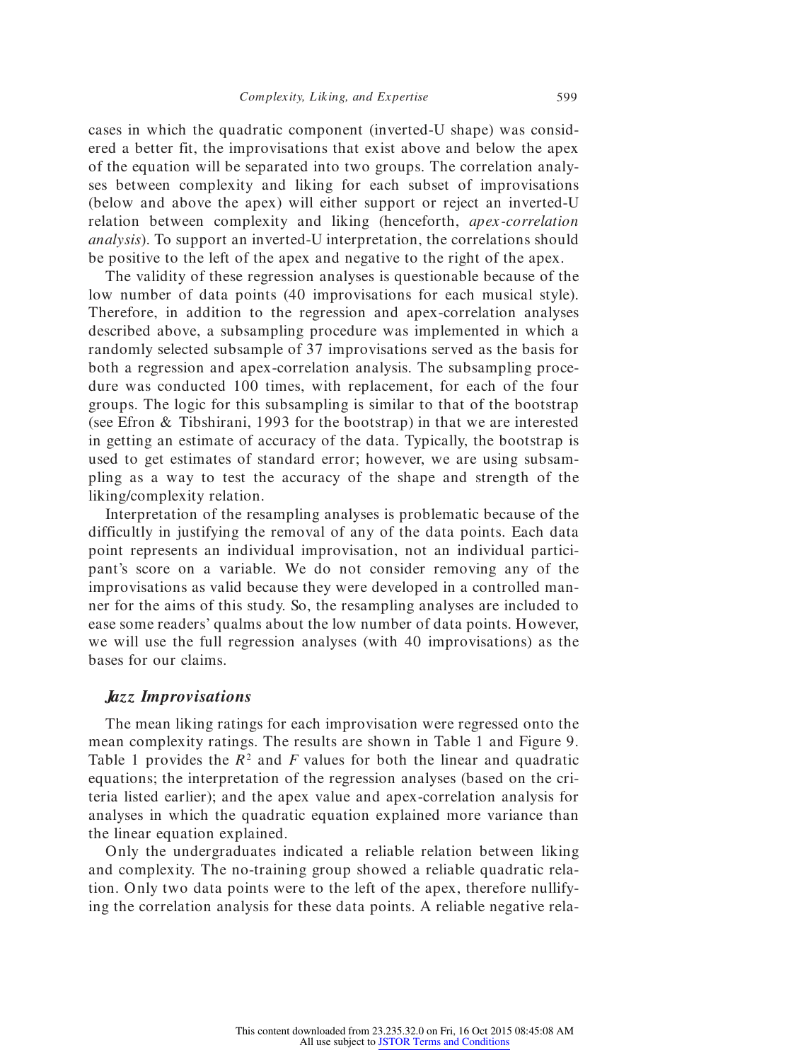cases in which the quadratic component (inverted-U shape) was considered a better fit, the improvisations that exist above and below the apex of the equation will be separated into two groups. The correlation analyses between complexity and liking for each subset of improvisations (below and above the apex) will either support or reject an inverted-U relation between complexity and liking (henceforth, *apex-correlation analysis*). To support an inverted-U interpretation, the correlations should be positive to the left of the apex and negative to the right of the apex.

The validity of these regression analyses is questionable because of the low number of data points (40 improvisations for each musical style). Therefore, in addition to the regression and apex-correlation analyses described above, a subsampling procedure was implemented in which a randomly selected subsample of 37 improvisations served as the basis for both a regression and apex-correlation analysis. The subsampling procedure was conducted 100 times, with replacement, for each of the four groups. The logic for this subsampling is similar to that of the bootstrap (see Efron & Tibshirani, 1993 for the bootstrap) in that we are interested in getting an estimate of accuracy of the data. Typically, the bootstrap is used to get estimates of standard error; however, we are using subsampling as a way to test the accuracy of the shape and strength of the liking/complexity relation.

Interpretation of the resampling analyses is problematic because of the difficultly in justifying the removal of any of the data points. Each data point represents an individual improvisation, not an individual participant's score on a variable. We do not consider removing any of the improvisations as valid because they were developed in a controlled manner for the aims of this study. So, the resampling analyses are included to ease some readers' qualms about the low number of data points. However, we will use the full regression analyses (with 40 improvisations) as the bases for our claims.

### Jazz Improvisations

The mean liking ratings for each improvisation were regressed onto the mean complexity ratings. The results are shown in Table 1 and Figure 9. Table 1 provides the $R^2$ and $F$ values for both the linear and quadratic equations; the interpretation of the regression analyses (based on the criteria listed earlier); and the apex value and apex-correlation analysis for analyses in which the quadratic equation explained more variance than the linear equation explained.

Only the undergraduates indicated a reliable relation between liking and complexity. The no-training group showed a reliable quadratic relation. Only two data points were to the left of the apex, therefore nullifying the correlation analysis for these data points. A reliable negative rela-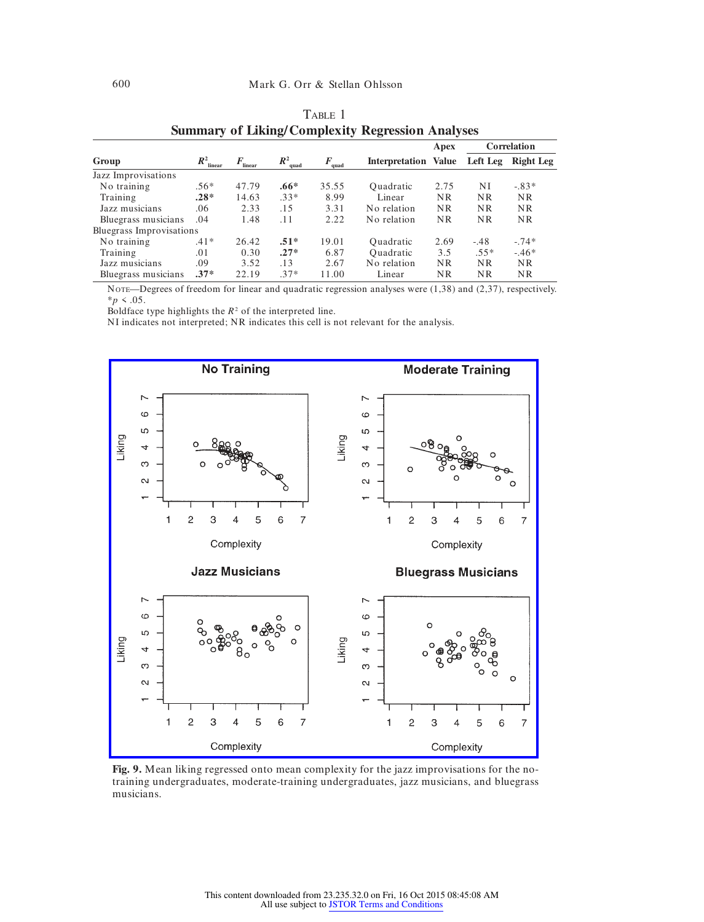TABLE 1

**Summary of Liking/Complexity Regression Analyses**

| Group | $R^2_{linear}$ | $F_{linear}$ | $R^2_{quad}$ | $F_{quad}$ | Interpretation | Apex Value | Correlation | |
|---|---|---|---|---|---|---|---|---|
| | | | | | | | Left Leg | Right Leg |
| Jazz Improvisations | | | | | | | | |
| No training | .56* | 47.79 | **.66*** | 35.55 | Quadratic | 2.75 | NI | -.83* |
| Training | **.28*** | 14.63 | .33* | 8.99 | Linear | NR | NR | NR |
| Jazz musicians | .06 | 2.33 | .15 | 3.31 | No relation | NR | NR | NR |
| Bluegrass musicians | .04 | 1.48 | .11 | 2.22 | No relation | NR | NR | NR |
| Bluegrass Improvisations | | | | | | | | |
| No training | .41* | 26.42 | **.51*** | 19.01 | Quadratic | 2.69 | -.48 | -.74* |
| Training | .01 | 0.30 | **.27*** | 6.87 | Quadratic | 3.5 | .55* | -.46* |
| Jazz musicians | .09 | 3.52 | .13 | 2.67 | No relation | NR | NR | NR |
| Bluegrass musicians | **.37*** | 22.19 | .37* | 11.00 | Linear | NR | NR | NR |

NOTE—Degrees of freedom for linear and quadratic regression analyses were (1,38) and (2,37), respectively.
*$p < .05$.
Boldface type highlights the $R^2$ of the interpreted line.
NI indicates not interpreted; NR indicates this cell is not relevant for the analysis.

No Training

Moderate Training

Jazz Musicians

Bluegrass Musicians

Liking

Complexity

1 2 3 4 5 6 7

**Fig. 9.** Mean liking regressed onto mean complexity for the jazz improvisations for the no-training undergraduates, moderate-training undergraduates, jazz musicians, and bluegrass musicians.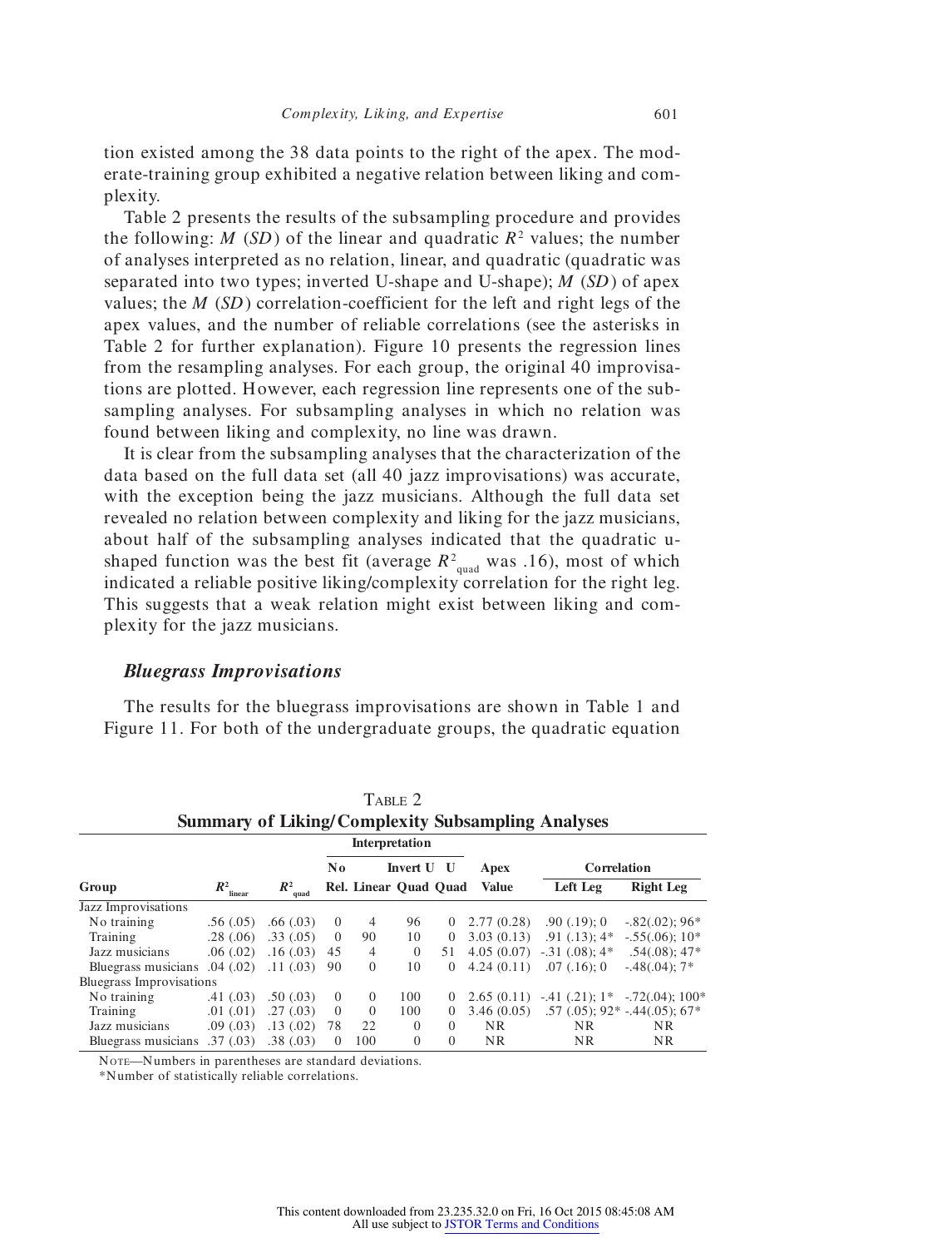tion existed among the 38 data points to the right of the apex. The moderate-training group exhibited a negative relation between liking and complexity.

Table 2 presents the results of the subsampling procedure and provides the following: $M$ ($SD$) of the linear and quadratic $R^2$ values; the number of analyses interpreted as no relation, linear, and quadratic (quadratic was separated into two types; inverted U-shape and U-shape); $M$ ($SD$) of apex values; the $M$ ($SD$) correlation-coefficient for the left and right legs of the apex values, and the number of reliable correlations (see the asterisks in Table 2 for further explanation). Figure 10 presents the regression lines from the resampling analyses. For each group, the original 40 improvisations are plotted. However, each regression line represents one of the subsampling analyses. For subsampling analyses in which no relation was found between liking and complexity, no line was drawn.

It is clear from the subsampling analyses that the characterization of the data based on the full data set (all 40 jazz improvisations) was accurate, with the exception being the jazz musicians. Although the full data set revealed no relation between complexity and liking for the jazz musicians, about half of the subsampling analyses indicated that the quadratic u-shaped function was the best fit (average $R^2_{quad}$ was .16), most of which indicated a reliable positive liking/complexity correlation for the right leg. This suggests that a weak relation might exist between liking and complexity for the jazz musicians.

### Bluegrass Improvisations

The results for the bluegrass improvisations are shown in Table 1 and Figure 11. For both of the undergraduate groups, the quadratic equation

Table 2
**Summary of Liking/Complexity Subsampling Analyses**

| | | | Interpretation | | | | | Correlation | |
|---|---|---|---|---|---|---|---|---|---|
| Group | $R^2_{linear}$ | $R^2_{quad}$ | No Rel. | Linear | Invert U Quad | U Quad | Apex Value | Left Leg | Right Leg |
| Jazz Improvisations | | | | | | | | | |
| No training | .56 (.05) | .66 (.03) | 0 | 4 | 96 | 0 | 2.77 (0.28) | .90 (.19); 0 | -.82(.02); 96* |
| Training | .28 (.06) | .33 (.05) | 0 | 90 | 10 | 0 | 3.03 (0.13) | .91 (.13); 4* | -.55(.06); 10* |
| Jazz musicians | .06 (.02) | .16 (.03) | 45 | 4 | 0 | 51 | 4.05 (0.07) | -.31 (.08); 4* | .54(.08); 47* |
| Bluegrass musicians | .04 (.02) | .11 (.03) | 90 | 0 | 10 | 0 | 4.24 (0.11) | .07 (.16); 0 | -.48(.04); 7* |
| Bluegrass Improvisations | | | | | | | | | |
| No training | .41 (.03) | .50 (.03) | 0 | 0 | 100 | 0 | 2.65 (0.11) | -.41 (.21); 1* | -.72(.04); 100* |
| Training | .01 (.01) | .27 (.03) | 0 | 0 | 100 | 0 | 3.46 (0.05) | .57 (.05); 92* | -.44(.05); 67* |
| Jazz musicians | .09 (.03) | .13 (.02) | 78 | 22 | 0 | 0 | NR | NR | NR |
| Bluegrass musicians | .37 (.03) | .38 (.03) | 0 | 100 | 0 | 0 | NR | NR | NR |

Note—Numbers in parentheses are standard deviations.
*Number of statistically reliable correlations.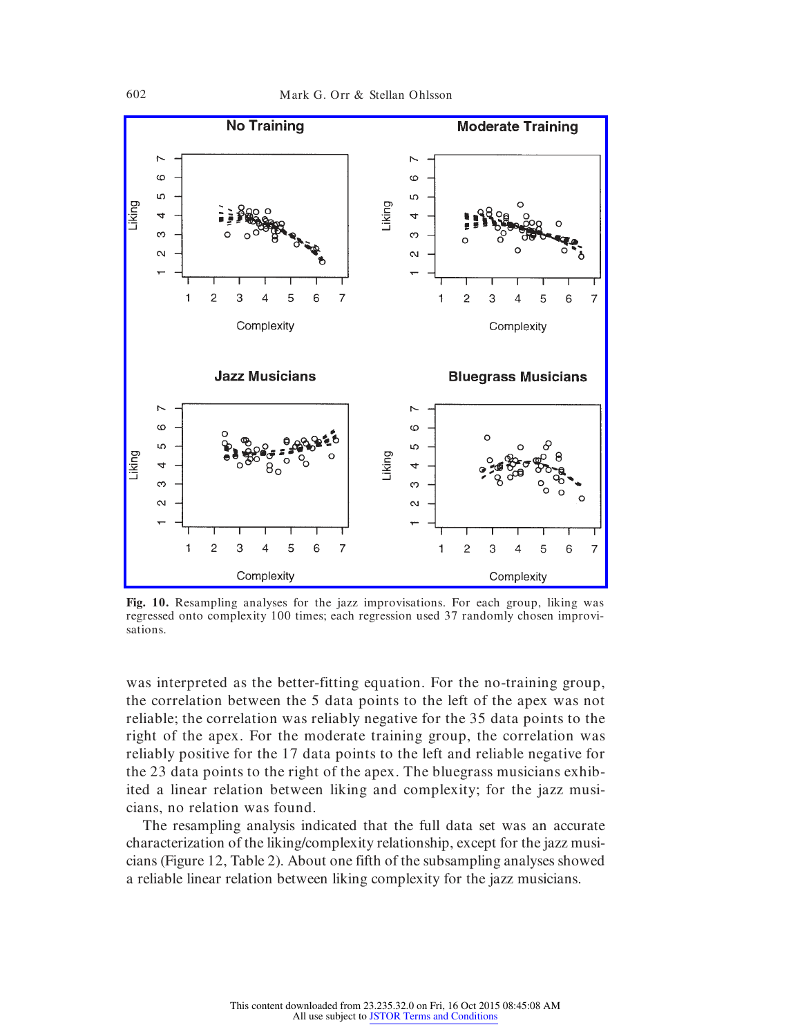No Training

Moderate Training

Jazz Musicians

Bluegrass Musicians

Liking

Complexity

1 2 3 4 5 6 7

**Fig. 10.** Resampling analyses for the jazz improvisations. For each group, liking was regressed onto complexity 100 times; each regression used 37 randomly chosen improvisations.

was interpreted as the better-fitting equation. For the no-training group, the correlation between the 5 data points to the left of the apex was not reliable; the correlation was reliably negative for the 35 data points to the right of the apex. For the moderate training group, the correlation was reliably positive for the 17 data points to the left and reliable negative for the 23 data points to the right of the apex. The bluegrass musicians exhibited a linear relation between liking and complexity; for the jazz musicians, no relation was found.

The resampling analysis indicated that the full data set was an accurate characterization of the liking/complexity relationship, except for the jazz musicians (Figure 12, Table 2). About one fifth of the subsampling analyses showed a reliable linear relation between liking complexity for the jazz musicians.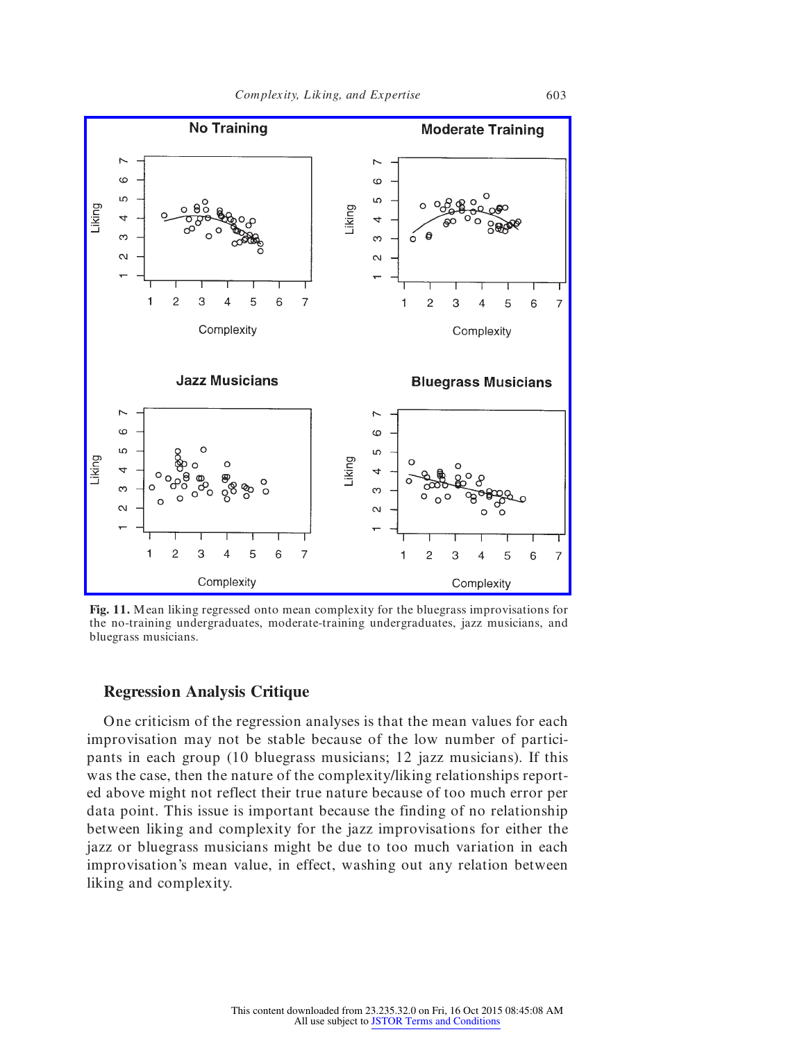No Training

Liking

Complexity

1 2 3 4 5 6 7

Moderate Training

Liking

Complexity

1 2 3 4 5 6 7

Jazz Musicians

Liking

Complexity

1 2 3 4 5 6 7

Bluegrass Musicians

Liking

Complexity

1 2 3 4 5 6 7

**Fig. 11.** Mean liking regressed onto mean complexity for the bluegrass improvisations for the no-training undergraduates, moderate-training undergraduates, jazz musicians, and bluegrass musicians.

## Regression Analysis Critique

One criticism of the regression analyses is that the mean values for each improvisation may not be stable because of the low number of participants in each group (10 bluegrass musicians; 12 jazz musicians). If this was the case, then the nature of the complexity/liking relationships reported above might not reflect their true nature because of too much error per data point. This issue is important because the finding of no relationship between liking and complexity for the jazz improvisations for either the jazz or bluegrass musicians might be due to too much variation in each improvisation's mean value, in effect, washing out any relation between liking and complexity.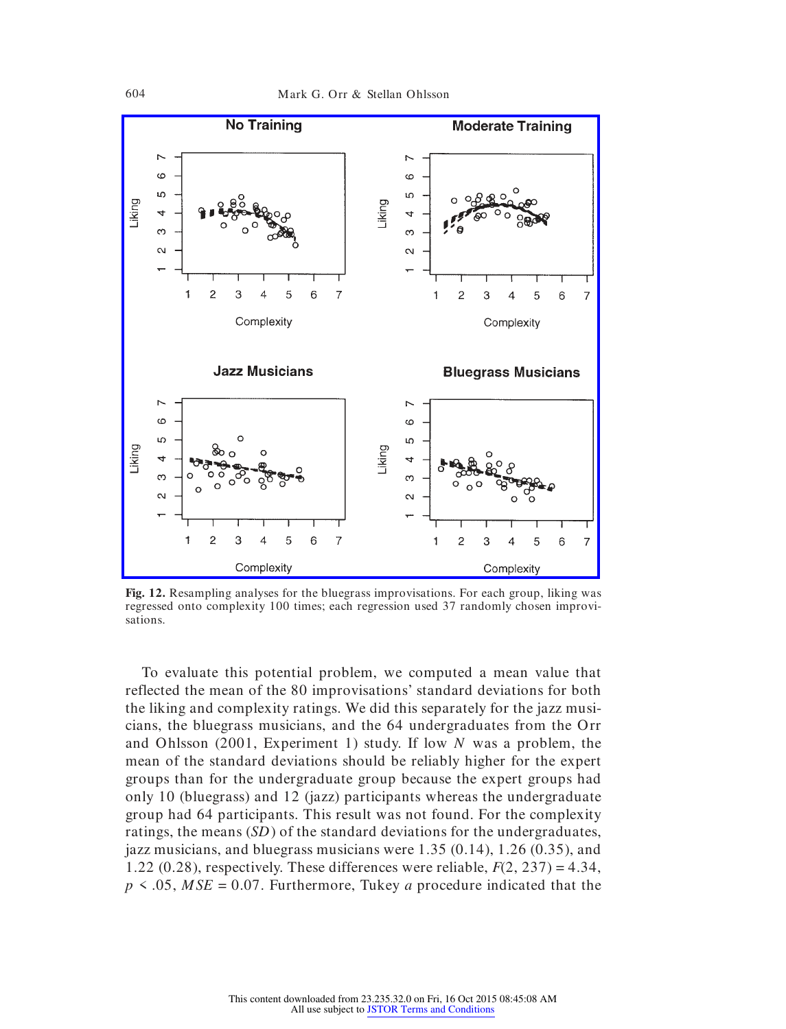No Training

Liking

1 2 3 4 5 6 7

Complexity

Moderate Training

Jazz Musicians

Bluegrass Musicians

**Fig. 12.** Resampling analyses for the bluegrass improvisations. For each group, liking was regressed onto complexity 100 times; each regression used 37 randomly chosen improvisations.

To evaluate this potential problem, we computed a mean value that reflected the mean of the 80 improvisations' standard deviations for both the liking and complexity ratings. We did this separately for the jazz musicians, the bluegrass musicians, and the 64 undergraduates from the Orr and Ohlsson (2001, Experiment 1) study. If low $N$ was a problem, the mean of the standard deviations should be reliably higher for the expert groups than for the undergraduate group because the expert groups had only 10 (bluegrass) and 12 (jazz) participants whereas the undergraduate group had 64 participants. This result was not found. For the complexity ratings, the means ($SD$) of the standard deviations for the undergraduates, jazz musicians, and bluegrass musicians were 1.35 (0.14), 1.26 (0.35), and 1.22 (0.28), respectively. These differences were reliable, $F(2, 237) = 4.34$, $p < .05$, $MSE = 0.07$. Furthermore, Tukey *a* procedure indicated that the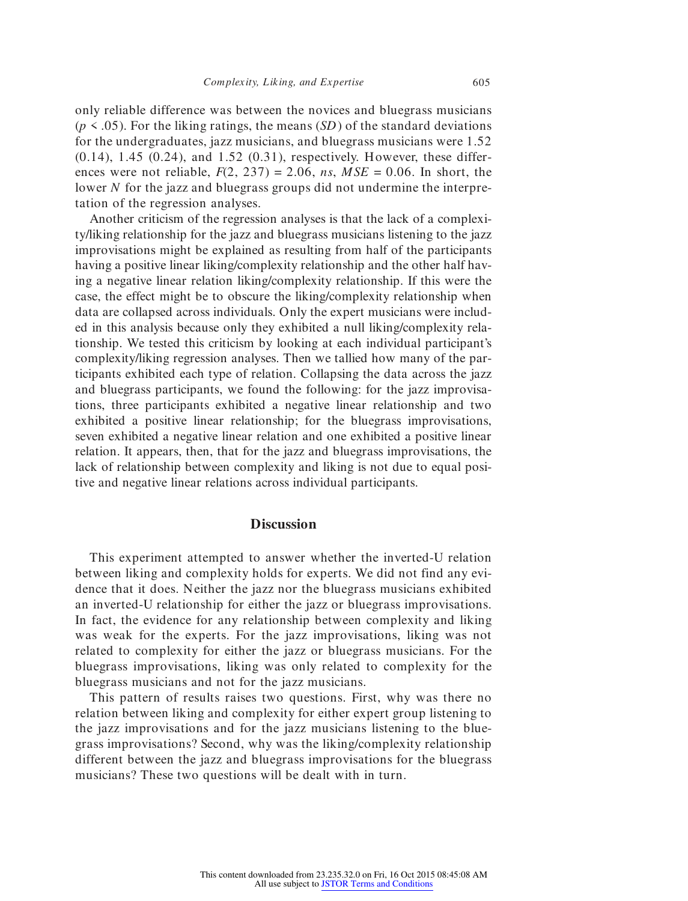only reliable difference was between the novices and bluegrass musicians ($p < .05$). For the liking ratings, the means (*SD*) of the standard deviations for the undergraduates, jazz musicians, and bluegrass musicians were 1.52 (0.14), 1.45 (0.24), and 1.52 (0.31), respectively. However, these differences were not reliable, $F(2, 237) = 2.06$, *ns*, $MSE = 0.06$. In short, the lower $N$ for the jazz and bluegrass groups did not undermine the interpretation of the regression analyses.

Another criticism of the regression analyses is that the lack of a complexity/liking relationship for the jazz and bluegrass musicians listening to the jazz improvisations might be explained as resulting from half of the participants having a positive linear liking/complexity relationship and the other half having a negative linear relation liking/complexity relationship. If this were the case, the effect might be to obscure the liking/complexity relationship when data are collapsed across individuals. Only the expert musicians were included in this analysis because only they exhibited a null liking/complexity relationship. We tested this criticism by looking at each individual participant's complexity/liking regression analyses. Then we tallied how many of the participants exhibited each type of relation. Collapsing the data across the jazz and bluegrass participants, we found the following: for the jazz improvisations, three participants exhibited a negative linear relationship and two exhibited a positive linear relationship; for the bluegrass improvisations, seven exhibited a negative linear relation and one exhibited a positive linear relation. It appears, then, that for the jazz and bluegrass improvisations, the lack of relationship between complexity and liking is not due to equal positive and negative linear relations across individual participants.

## Discussion

This experiment attempted to answer whether the inverted-U relation between liking and complexity holds for experts. We did not find any evidence that it does. Neither the jazz nor the bluegrass musicians exhibited an inverted-U relationship for either the jazz or bluegrass improvisations. In fact, the evidence for any relationship between complexity and liking was weak for the experts. For the jazz improvisations, liking was not related to complexity for either the jazz or bluegrass musicians. For the bluegrass improvisations, liking was only related to complexity for the bluegrass musicians and not for the jazz musicians.

This pattern of results raises two questions. First, why was there no relation between liking and complexity for either expert group listening to the jazz improvisations and for the jazz musicians listening to the bluegrass improvisations? Second, why was the liking/complexity relationship different between the jazz and bluegrass improvisations for the bluegrass musicians? These two questions will be dealt with in turn.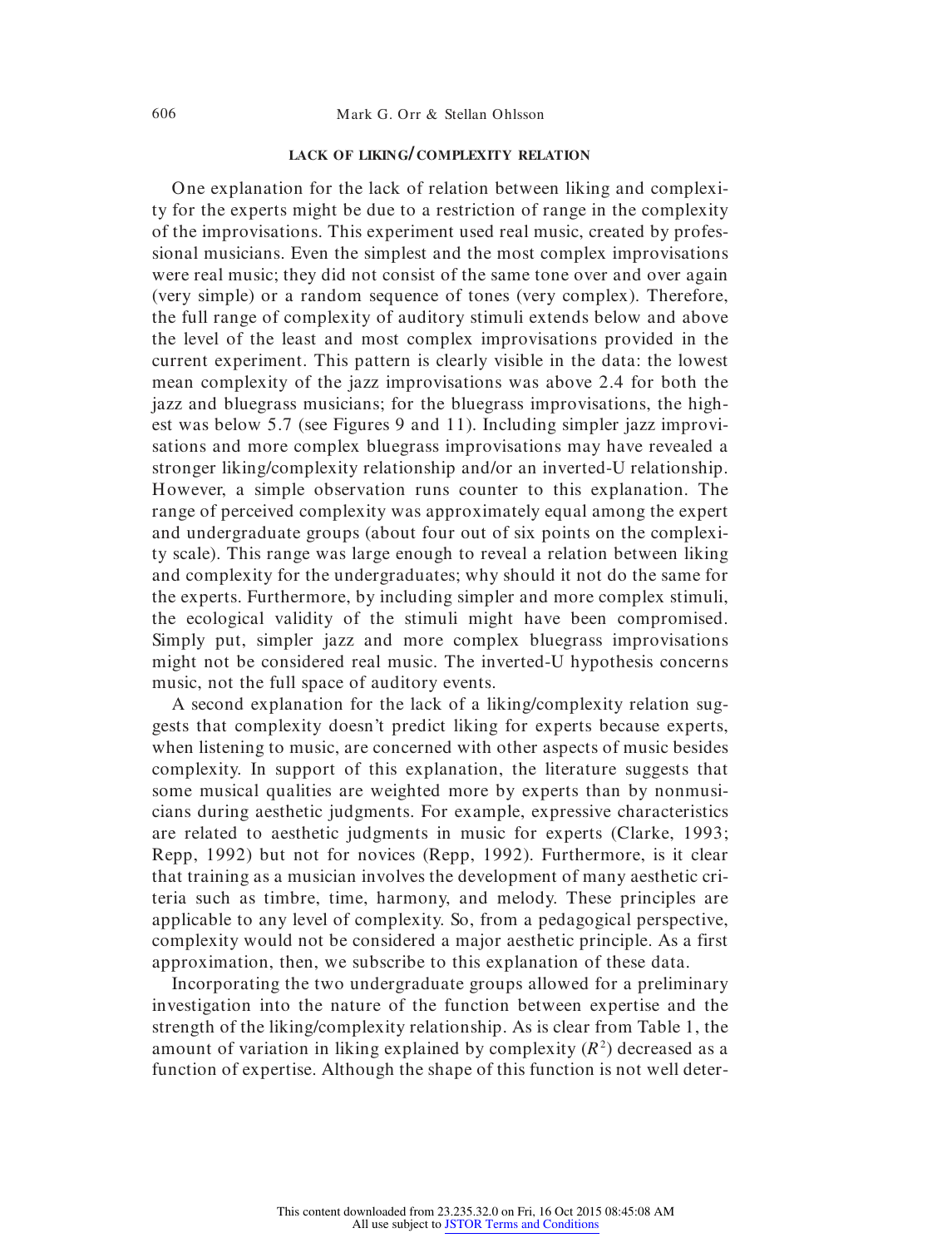### LACK OF LIKING/COMPLEXITY RELATION

One explanation for the lack of relation between liking and complexity for the experts might be due to a restriction of range in the complexity of the improvisations. This experiment used real music, created by professional musicians. Even the simplest and the most complex improvisations were real music; they did not consist of the same tone over and over again (very simple) or a random sequence of tones (very complex). Therefore, the full range of complexity of auditory stimuli extends below and above the level of the least and most complex improvisations provided in the current experiment. This pattern is clearly visible in the data: the lowest mean complexity of the jazz improvisations was above 2.4 for both the jazz and bluegrass musicians; for the bluegrass improvisations, the highest was below 5.7 (see Figures 9 and 11). Including simpler jazz improvisations and more complex bluegrass improvisations may have revealed a stronger liking/complexity relationship and/or an inverted-U relationship. However, a simple observation runs counter to this explanation. The range of perceived complexity was approximately equal among the expert and undergraduate groups (about four out of six points on the complexity scale). This range was large enough to reveal a relation between liking and complexity for the undergraduates; why should it not do the same for the experts. Furthermore, by including simpler and more complex stimuli, the ecological validity of the stimuli might have been compromised. Simply put, simpler jazz and more complex bluegrass improvisations might not be considered real music. The inverted-U hypothesis concerns music, not the full space of auditory events.

A second explanation for the lack of a liking/complexity relation suggests that complexity doesn't predict liking for experts because experts, when listening to music, are concerned with other aspects of music besides complexity. In support of this explanation, the literature suggests that some musical qualities are weighted more by experts than by nonmusicians during aesthetic judgments. For example, expressive characteristics are related to aesthetic judgments in music for experts (Clarke, 1993; Repp, 1992) but not for novices (Repp, 1992). Furthermore, is it clear that training as a musician involves the development of many aesthetic criteria such as timbre, time, harmony, and melody. These principles are applicable to any level of complexity. So, from a pedagogical perspective, complexity would not be considered a major aesthetic principle. As a first approximation, then, we subscribe to this explanation of these data.

Incorporating the two undergraduate groups allowed for a preliminary investigation into the nature of the function between expertise and the strength of the liking/complexity relationship. As is clear from Table 1, the amount of variation in liking explained by complexity ($R^2$) decreased as a function of expertise. Although the shape of this function is not well deter-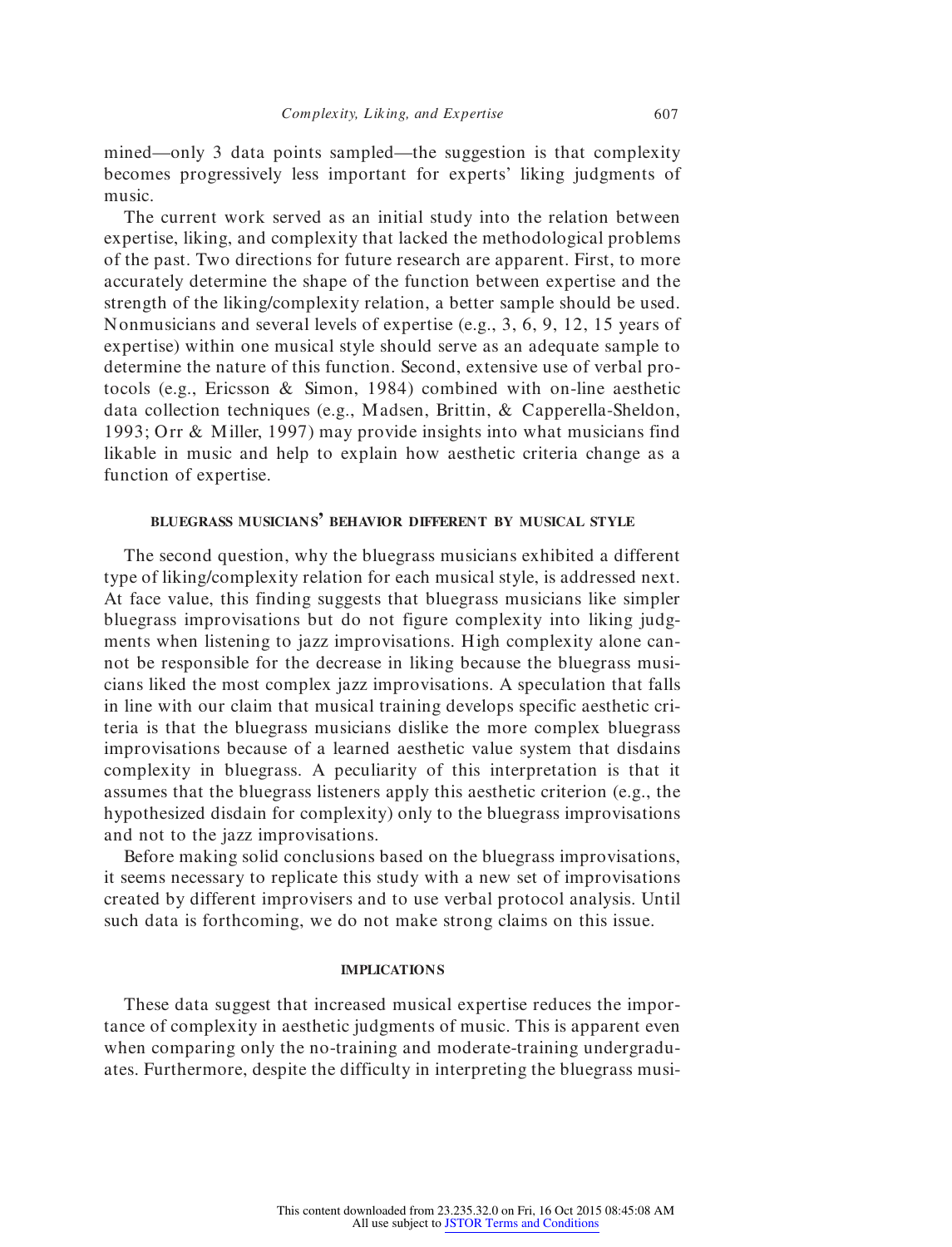mined—only 3 data points sampled—the suggestion is that complexity becomes progressively less important for experts' liking judgments of music.

The current work served as an initial study into the relation between expertise, liking, and complexity that lacked the methodological problems of the past. Two directions for future research are apparent. First, to more accurately determine the shape of the function between expertise and the strength of the liking/complexity relation, a better sample should be used. Nonmusicians and several levels of expertise (e.g., 3, 6, 9, 12, 15 years of expertise) within one musical style should serve as an adequate sample to determine the nature of this function. Second, extensive use of verbal protocols (e.g., Ericsson & Simon, 1984) combined with on-line aesthetic data collection techniques (e.g., Madsen, Brittin, & Capperella-Sheldon, 1993; Orr & Miller, 1997) may provide insights into what musicians find likable in music and help to explain how aesthetic criteria change as a function of expertise.

## BLUEGRASS MUSICIANS' BEHAVIOR DIFFERENT BY MUSICAL STYLE

The second question, why the bluegrass musicians exhibited a different type of liking/complexity relation for each musical style, is addressed next. At face value, this finding suggests that bluegrass musicians like simpler bluegrass improvisations but do not figure complexity into liking judgments when listening to jazz improvisations. High complexity alone cannot be responsible for the decrease in liking because the bluegrass musicians liked the most complex jazz improvisations. A speculation that falls in line with our claim that musical training develops specific aesthetic criteria is that the bluegrass musicians dislike the more complex bluegrass improvisations because of a learned aesthetic value system that disdains complexity in bluegrass. A peculiarity of this interpretation is that it assumes that the bluegrass listeners apply this aesthetic criterion (e.g., the hypothesized disdain for complexity) only to the bluegrass improvisations and not to the jazz improvisations.

Before making solid conclusions based on the bluegrass improvisations, it seems necessary to replicate this study with a new set of improvisations created by different improvisers and to use verbal protocol analysis. Until such data is forthcoming, we do not make strong claims on this issue.

## IMPLICATIONS

These data suggest that increased musical expertise reduces the importance of complexity in aesthetic judgments of music. This is apparent even when comparing only the no-training and moderate-training undergraduates. Furthermore, despite the difficulty in interpreting the bluegrass musi-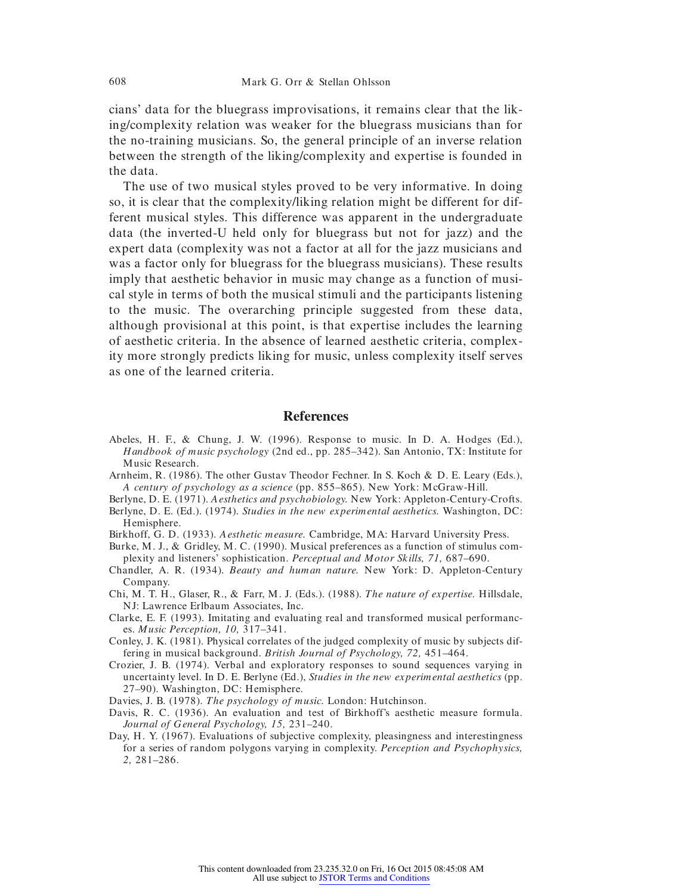cians' data for the bluegrass improvisations, it remains clear that the liking/complexity relation was weaker for the bluegrass musicians than for the no-training musicians. So, the general principle of an inverse relation between the strength of the liking/complexity and expertise is founded in the data.

The use of two musical styles proved to be very informative. In doing so, it is clear that the complexity/liking relation might be different for different musical styles. This difference was apparent in the undergraduate data (the inverted-U held only for bluegrass but not for jazz) and the expert data (complexity was not a factor at all for the jazz musicians and was a factor only for bluegrass for the bluegrass musicians). These results imply that aesthetic behavior in music may change as a function of musical style in terms of both the musical stimuli and the participants listening to the music. The overarching principle suggested from these data, although provisional at this point, is that expertise includes the learning of aesthetic criteria. In the absence of learned aesthetic criteria, complexity more strongly predicts liking for music, unless complexity itself serves as one of the learned criteria.

## References

Abeles, H. F., & Chung, J. W. (1996). Response to music. In D. A. Hodges (Ed.), *Handbook of music psychology* (2nd ed., pp. 285–342). San Antonio, TX: Institute for Music Research.

Arnheim, R. (1986). The other Gustav Theodor Fechner. In S. Koch & D. E. Leary (Eds.), *A century of psychology as a science* (pp. 855–865). New York: McGraw-Hill.

Berlyne, D. E. (1971). *Aesthetics and psychobiology.* New York: Appleton-Century-Crofts.

Berlyne, D. E. (Ed.). (1974). *Studies in the new experimental aesthetics.* Washington, DC: Hemisphere.

Birkhoff, G. D. (1933). *Aesthetic measure.* Cambridge, MA: Harvard University Press.

Burke, M. J., & Gridley, M. C. (1990). Musical preferences as a function of stimulus complexity and listeners' sophistication. *Perceptual and Motor Skills, 71,* 687–690.

Chandler, A. R. (1934). *Beauty and human nature.* New York: D. Appleton-Century Company.

Chi, M. T. H., Glaser, R., & Farr, M. J. (Eds.). (1988). *The nature of expertise.* Hillsdale, NJ: Lawrence Erlbaum Associates, Inc.

Clarke, E. F. (1993). Imitating and evaluating real and transformed musical performances. *Music Perception, 10,* 317–341.

Conley, J. K. (1981). Physical correlates of the judged complexity of music by subjects differing in musical background. *British Journal of Psychology, 72,* 451–464.

Crozier, J. B. (1974). Verbal and exploratory responses to sound sequences varying in uncertainty level. In D. E. Berlyne (Ed.), *Studies in the new experimental aesthetics* (pp. 27–90). Washington, DC: Hemisphere.

Davies, J. B. (1978). *The psychology of music.* London: Hutchinson.

Davis, R. C. (1936). An evaluation and test of Birkhoff's aesthetic measure formula. *Journal of General Psychology, 15,* 231–240.

Day, H. Y. (1967). Evaluations of subjective complexity, pleasingness and interestingness for a series of random polygons varying in complexity. *Perception and Psychophysics, 2,* 281–286.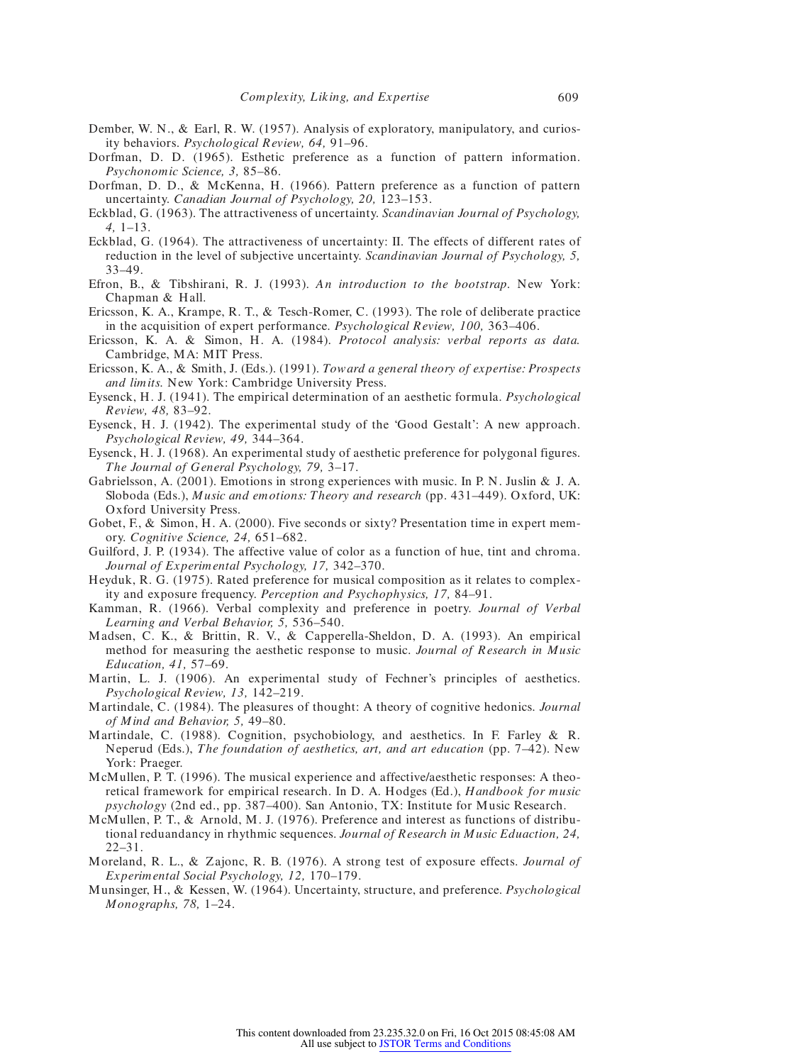Dember, W. N., & Earl, R. W. (1957). Analysis of exploratory, manipulatory, and curiosity behaviors. *Psychological Review, 64,* 91–96.

Dorfman, D. D. (1965). Esthetic preference as a function of pattern information. *Psychonomic Science, 3,* 85–86.

Dorfman, D. D., & McKenna, H. (1966). Pattern preference as a function of pattern uncertainty. *Canadian Journal of Psychology, 20,* 123–153.

Eckblad, G. (1963). The attractiveness of uncertainty. *Scandinavian Journal of Psychology, 4,* 1–13.

Eckblad, G. (1964). The attractiveness of uncertainty: II. The effects of different rates of reduction in the level of subjective uncertainty. *Scandinavian Journal of Psychology, 5,* 33–49.

Efron, B., & Tibshirani, R. J. (1993). *An introduction to the bootstrap.* New York: Chapman & Hall.

Ericsson, K. A., Krampe, R. T., & Tesch-Romer, C. (1993). The role of deliberate practice in the acquisition of expert performance. *Psychological Review, 100,* 363–406.

Ericsson, K. A. & Simon, H. A. (1984). *Protocol analysis: verbal reports as data.* Cambridge, MA: MIT Press.

Ericsson, K. A., & Smith, J. (Eds.). (1991). *Toward a general theory of expertise: Prospects and limits.* New York: Cambridge University Press.

Eysenck, H. J. (1941). The empirical determination of an aesthetic formula. *Psychological Review, 48,* 83–92.

Eysenck, H. J. (1942). The experimental study of the 'Good Gestalt': A new approach. *Psychological Review, 49,* 344–364.

Eysenck, H. J. (1968). An experimental study of aesthetic preference for polygonal figures. *The Journal of General Psychology, 79,* 3–17.

Gabrielsson, A. (2001). Emotions in strong experiences with music. In P. N. Juslin & J. A. Sloboda (Eds.), *Music and emotions: Theory and research* (pp. 431–449). Oxford, UK: Oxford University Press.

Gobet, F., & Simon, H. A. (2000). Five seconds or sixty? Presentation time in expert memory. *Cognitive Science, 24,* 651–682.

Guilford, J. P. (1934). The affective value of color as a function of hue, tint and chroma. *Journal of Experimental Psychology, 17,* 342–370.

Heyduk, R. G. (1975). Rated preference for musical composition as it relates to complexity and exposure frequency. *Perception and Psychophysics, 17,* 84–91.

Kamman, R. (1966). Verbal complexity and preference in poetry. *Journal of Verbal Learning and Verbal Behavior, 5,* 536–540.

Madsen, C. K., & Brittin, R. V., & Capperella-Sheldon, D. A. (1993). An empirical method for measuring the aesthetic response to music. *Journal of Research in Music Education, 41,* 57–69.

Martin, L. J. (1906). An experimental study of Fechner's principles of aesthetics. *Psychological Review, 13,* 142–219.

Martindale, C. (1984). The pleasures of thought: A theory of cognitive hedonics. *Journal of Mind and Behavior, 5,* 49–80.

Martindale, C. (1988). Cognition, psychobiology, and aesthetics. In F. Farley & R. Neperud (Eds.), *The foundation of aesthetics, art, and art education* (pp. 7–42). New York: Praeger.

McMullen, P. T. (1996). The musical experience and affective/aesthetic responses: A theoretical framework for empirical research. In D. A. Hodges (Ed.), *Handbook for music psychology* (2nd ed., pp. 387–400). San Antonio, TX: Institute for Music Research.

McMullen, P. T., & Arnold, M. J. (1976). Preference and interest as functions of distributional reduandancy in rhythmic sequences. *Journal of Research in Music Eduaction, 24,* 22–31.

Moreland, R. L., & Zajonc, R. B. (1976). A strong test of exposure effects. *Journal of Experimental Social Psychology, 12,* 170–179.

Munsinger, H., & Kessen, W. (1964). Uncertainty, structure, and preference. *Psychological Monographs, 78,* 1–24.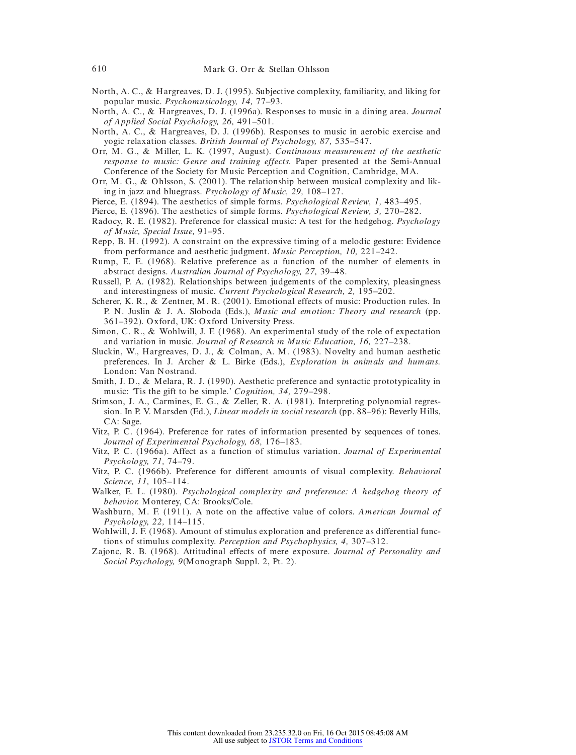North, A. C., & Hargreaves, D. J. (1995). Subjective complexity, familiarity, and liking for popular music. *Psychomusicology, 14,* 77–93.

North, A. C., & Hargreaves, D. J. (1996a). Responses to music in a dining area. *Journal of Applied Social Psychology, 26,* 491–501.

North, A. C., & Hargreaves, D. J. (1996b). Responses to music in aerobic exercise and yogic relaxation classes. *British Journal of Psychology, 87,* 535–547.

Orr, M. G., & Miller, L. K. (1997, August). *Continuous measurement of the aesthetic response to music: Genre and training effects.* Paper presented at the Semi-Annual Conference of the Society for Music Perception and Cognition, Cambridge, MA.

Orr, M. G., & Ohlsson, S. (2001). The relationship between musical complexity and liking in jazz and bluegrass. *Psychology of Music, 29,* 108–127.

Pierce, E. (1894). The aesthetics of simple forms. *Psychological Review, 1,* 483–495.

Pierce, E. (1896). The aesthetics of simple forms. *Psychological Review, 3,* 270–282.

Radocy, R. E. (1982). Preference for classical music: A test for the hedgehog. *Psychology of Music, Special Issue,* 91–95.

Repp, B. H. (1992). A constraint on the expressive timing of a melodic gesture: Evidence from performance and aesthetic judgment. *Music Perception, 10,* 221–242.

Rump, E. E. (1968). Relative preference as a function of the number of elements in abstract designs. *Australian Journal of Psychology, 27,* 39–48.

Russell, P. A. (1982). Relationships between judgements of the complexity, pleasingness and interestingness of music. *Current Psychological Research, 2,* 195–202.

Scherer, K. R., & Zentner, M. R. (2001). Emotional effects of music: Production rules. In P. N. Juslin & J. A. Sloboda (Eds.), *Music and emotion: Theory and research* (pp. 361–392). Oxford, UK: Oxford University Press.

Simon, C. R., & Wohlwill, J. F. (1968). An experimental study of the role of expectation and variation in music. *Journal of Research in Music Education, 16,* 227–238.

Sluckin, W., Hargreaves, D. J., & Colman, A. M. (1983). Novelty and human aesthetic preferences. In J. Archer & L. Birke (Eds.), *Exploration in animals and humans.* London: Van Nostrand.

Smith, J. D., & Melara, R. J. (1990). Aesthetic preference and syntactic prototypicality in music: 'Tis the gift to be simple.' *Cognition, 34,* 279–298.

Stimson, J. A., Carmines, E. G., & Zeller, R. A. (1981). Interpreting polynomial regression. In P. V. Marsden (Ed.), *Linear models in social research* (pp. 88–96): Beverly Hills, CA: Sage.

Vitz, P. C. (1964). Preference for rates of information presented by sequences of tones. *Journal of Experimental Psychology, 68,* 176–183.

Vitz, P. C. (1966a). Affect as a function of stimulus variation. *Journal of Experimental Psychology, 71,* 74–79.

Vitz, P. C. (1966b). Preference for different amounts of visual complexity. *Behavioral Science, 11,* 105–114.

Walker, E. L. (1980). *Psychological complexity and preference: A hedgehog theory of behavior.* Monterey, CA: Brooks/Cole.

Washburn, M. F. (1911). A note on the affective value of colors. *American Journal of Psychology, 22,* 114–115.

Wohlwill, J. F. (1968). Amount of stimulus exploration and preference as differential functions of stimulus complexity. *Perception and Psychophysics, 4,* 307–312.

Zajonc, R. B. (1968). Attitudinal effects of mere exposure. *Journal of Personality and Social Psychology, 9*(Monograph Suppl. 2, Pt. 2).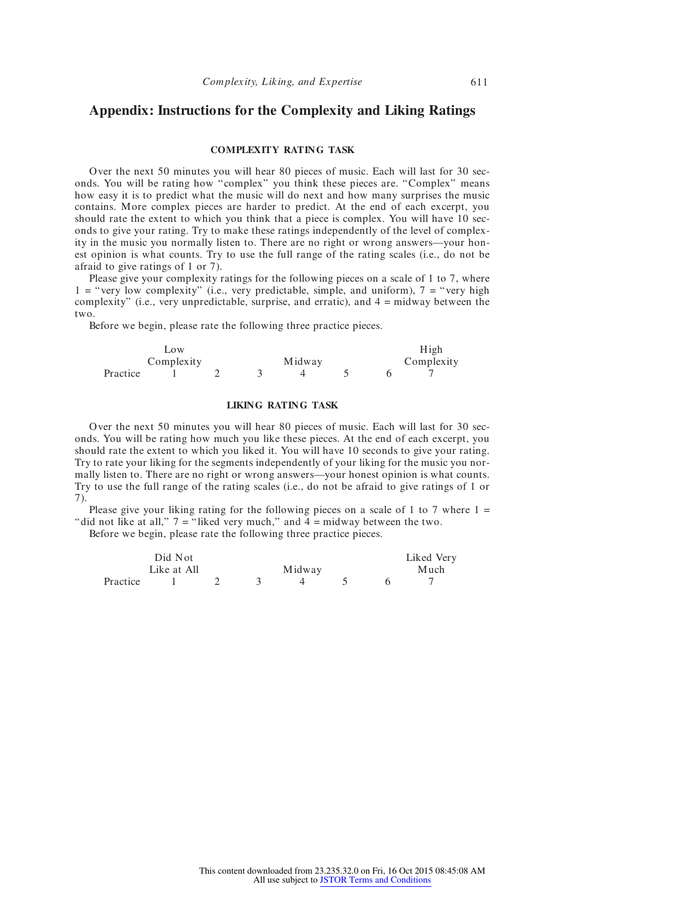# Appendix: Instructions for the Complexity and Liking Ratings

### COMPLEXITY RATING TASK

Over the next 50 minutes you will hear 80 pieces of music. Each will last for 30 seconds. You will be rating how "complex" you think these pieces are. "Complex" means how easy it is to predict what the music will do next and how many surprises the music contains. More complex pieces are harder to predict. At the end of each excerpt, you should rate the extent to which you think that a piece is complex. You will have 10 seconds to give your rating. Try to make these ratings independently of the level of complexity in the music you normally listen to. There are no right or wrong answers—your honest opinion is what counts. Try to use the full range of the rating scales (i.e., do not be afraid to give ratings of 1 or 7).

Please give your complexity ratings for the following pieces on a scale of 1 to 7, where 1 = "very low complexity" (i.e., very predictable, simple, and uniform), 7 = "very high complexity" (i.e., very unpredictable, surprise, and erratic), and 4 = midway between the two.

Before we begin, please rate the following three practice pieces.

| | Low Complexity | | | Midway | | | High Complexity |
|---|---|---|---|---|---|---|---|
| Practice | 1 | 2 | 3 | 4 | 5 | 6 | 7 |

### LIKING RATING TASK

Over the next 50 minutes you will hear 80 pieces of music. Each will last for 30 seconds. You will be rating how much you like these pieces. At the end of each excerpt, you should rate the extent to which you liked it. You will have 10 seconds to give your rating. Try to rate your liking for the segments independently of your liking for the music you normally listen to. There are no right or wrong answers—your honest opinion is what counts. Try to use the full range of the rating scales (i.e., do not be afraid to give ratings of 1 or 7).

Please give your liking rating for the following pieces on a scale of 1 to 7 where 1 = "did not like at all," 7 = "liked very much," and 4 = midway between the two.

Before we begin, please rate the following three practice pieces.

| | Did Not Like at All | | | Midway | | | Liked Very Much |
|---|---|---|---|---|---|---|---|
| Practice | 1 | 2 | 3 | 4 | 5 | 6 | 7 |